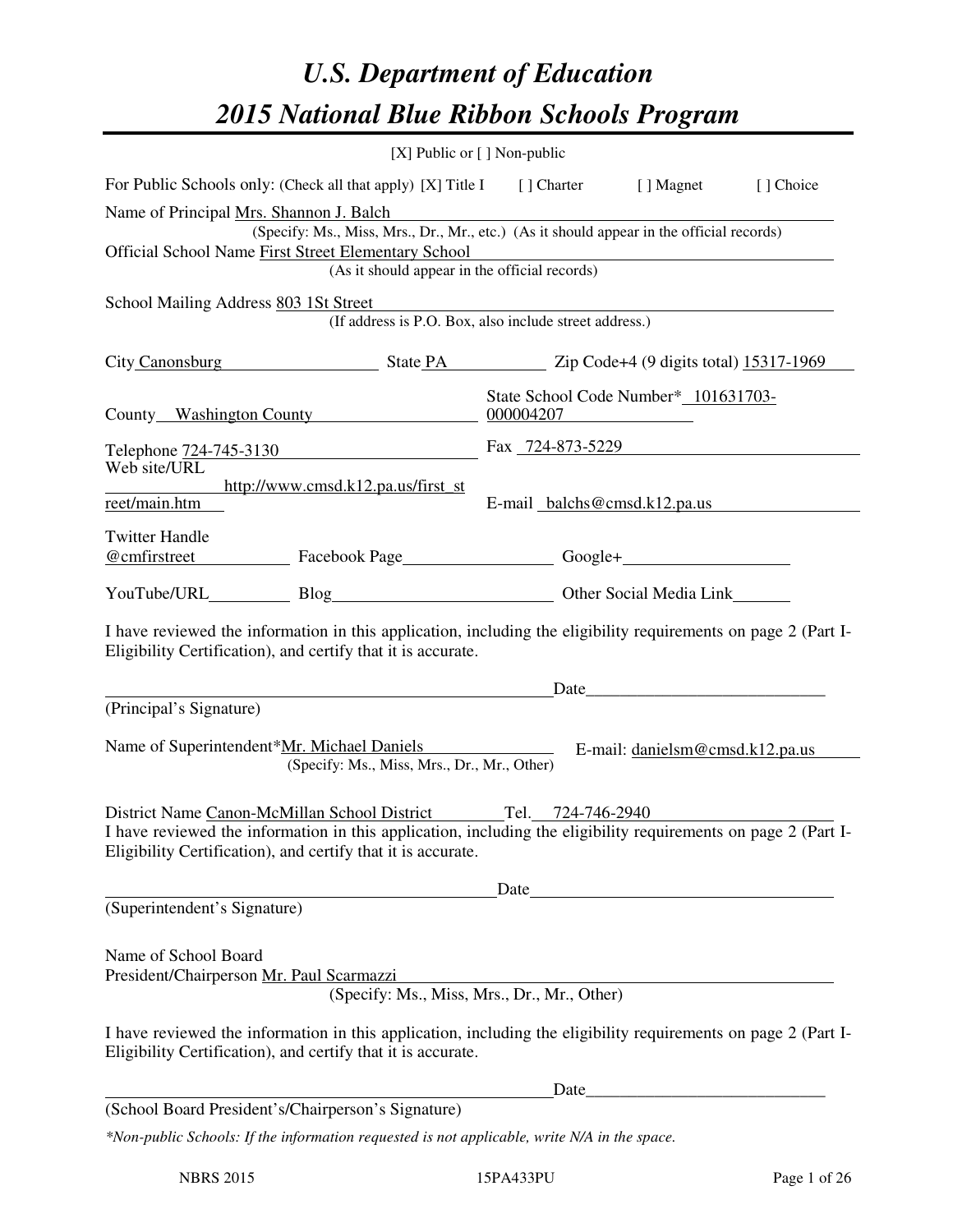# *U.S. Department of Education*

## *2015 National Blue Ribbon Schools Program*

[X] Public or [ ] Non-public

For Public Schools only: (Check all that apply) [X] Title I [ ] Charter [ ] Magnet [ ] Choice

Name of Principal Mrs. Shannon J. Balch
(Specify: Ms., Miss, Mrs., Dr., Mr., etc.) (As it should appear in the official records)

Official School Name First Street Elementary School
(As it should appear in the official records)

School Mailing Address 803 1St Street
(If address is P.O. Box, also include street address.)

City Canonsburg State PA Zip Code+4 (9 digits total) 15317-1969

County Washington County State School Code Number* 101631703-000004207

Telephone 724-745-3130 Fax 724-873-5229

Web site/URL http://www.cmsd.k12.pa.us/first_street/main.htm E-mail balchs@cmsd.k12.pa.us

Twitter Handle @cmfirstreet Facebook Page Google+

YouTube/URL Blog Other Social Media Link

I have reviewed the information in this application, including the eligibility requirements on page 2 (Part I-Eligibility Certification), and certify that it is accurate.

Date

(Principal's Signature)

Name of Superintendent* Mr. Michael Daniels E-mail: danielsm@cmsd.k12.pa.us
(Specify: Ms., Miss, Mrs., Dr., Mr., Other)

District Name Canon-McMillan School District Tel. 724-746-2940

I have reviewed the information in this application, including the eligibility requirements on page 2 (Part I-Eligibility Certification), and certify that it is accurate.

Date

(Superintendent's Signature)

Name of School Board President/Chairperson Mr. Paul Scarmazzi
(Specify: Ms., Miss, Mrs., Dr., Mr., Other)

I have reviewed the information in this application, including the eligibility requirements on page 2 (Part I-Eligibility Certification), and certify that it is accurate.

Date

(School Board President's/Chairperson's Signature)

*\*Non-public Schools: If the information requested is not applicable, write N/A in the space.*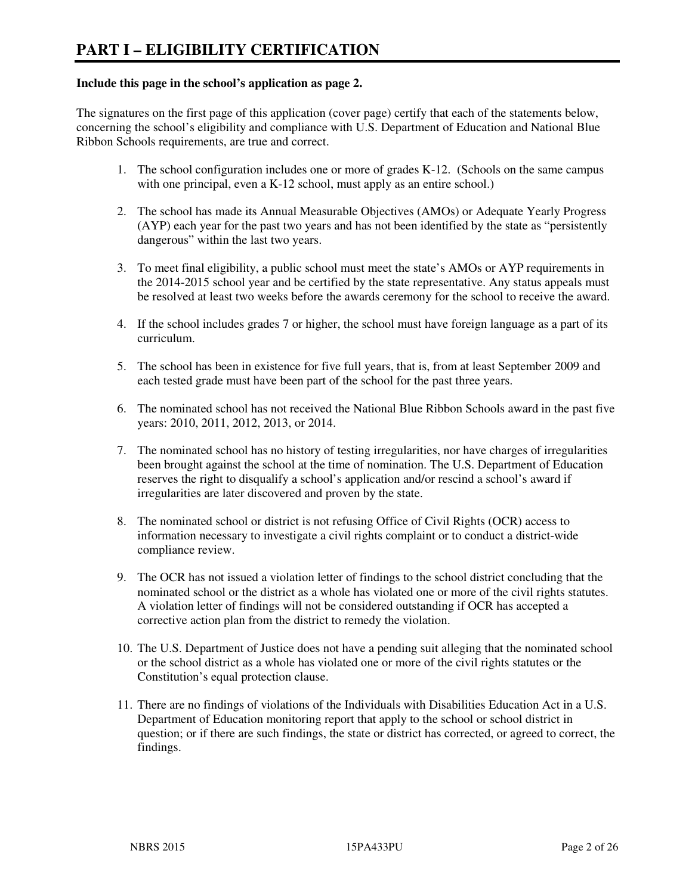# PART I – ELIGIBILITY CERTIFICATION

**Include this page in the school's application as page 2.**

The signatures on the first page of this application (cover page) certify that each of the statements below, concerning the school's eligibility and compliance with U.S. Department of Education and National Blue Ribbon Schools requirements, are true and correct.

1. The school configuration includes one or more of grades K-12. (Schools on the same campus with one principal, even a K-12 school, must apply as an entire school.)

2. The school has made its Annual Measurable Objectives (AMOs) or Adequate Yearly Progress (AYP) each year for the past two years and has not been identified by the state as "persistently dangerous" within the last two years.

3. To meet final eligibility, a public school must meet the state's AMOs or AYP requirements in the 2014-2015 school year and be certified by the state representative. Any status appeals must be resolved at least two weeks before the awards ceremony for the school to receive the award.

4. If the school includes grades 7 or higher, the school must have foreign language as a part of its curriculum.

5. The school has been in existence for five full years, that is, from at least September 2009 and each tested grade must have been part of the school for the past three years.

6. The nominated school has not received the National Blue Ribbon Schools award in the past five years: 2010, 2011, 2012, 2013, or 2014.

7. The nominated school has no history of testing irregularities, nor have charges of irregularities been brought against the school at the time of nomination. The U.S. Department of Education reserves the right to disqualify a school's application and/or rescind a school's award if irregularities are later discovered and proven by the state.

8. The nominated school or district is not refusing Office of Civil Rights (OCR) access to information necessary to investigate a civil rights complaint or to conduct a district-wide compliance review.

9. The OCR has not issued a violation letter of findings to the school district concluding that the nominated school or the district as a whole has violated one or more of the civil rights statutes. A violation letter of findings will not be considered outstanding if OCR has accepted a corrective action plan from the district to remedy the violation.

10. The U.S. Department of Justice does not have a pending suit alleging that the nominated school or the school district as a whole has violated one or more of the civil rights statutes or the Constitution's equal protection clause.

11. There are no findings of violations of the Individuals with Disabilities Education Act in a U.S. Department of Education monitoring report that apply to the school or school district in question; or if there are such findings, the state or district has corrected, or agreed to correct, the findings.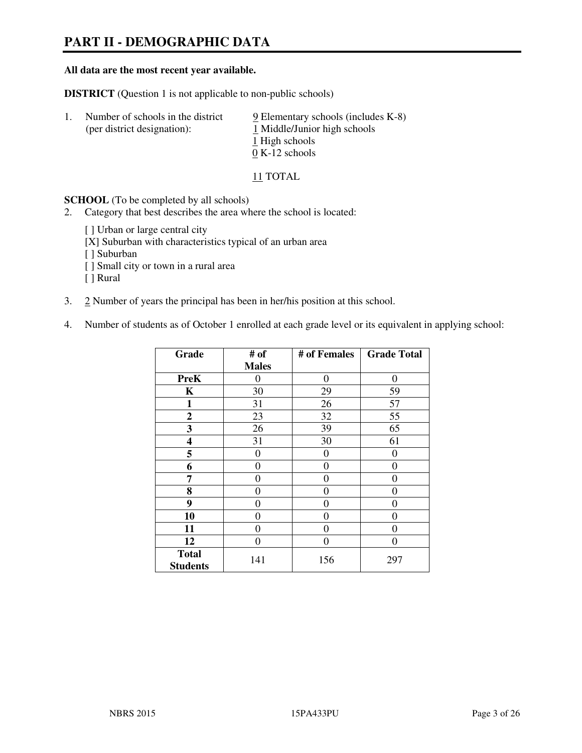# PART II - DEMOGRAPHIC DATA

**All data are the most recent year available.**

**DISTRICT** (Question 1 is not applicable to non-public schools)

1. Number of schools in the district (per district designation):
   9 Elementary schools (includes K-8)
   1 Middle/Junior high schools
   1 High schools
   0 K-12 schools

   11 TOTAL

**SCHOOL** (To be completed by all schools)

2. Category that best describes the area where the school is located:

   [ ] Urban or large central city
   [X] Suburban with characteristics typical of an urban area
   [ ] Suburban
   [ ] Small city or town in a rural area
   [ ] Rural

3. 2 Number of years the principal has been in her/his position at this school.

4. Number of students as of October 1 enrolled at each grade level or its equivalent in applying school:

| Grade | # of Males | # of Females | Grade Total |
|---|---|---|---|
| **PreK** | 0 | 0 | 0 |
| **K** | 30 | 29 | 59 |
| **1** | 31 | 26 | 57 |
| **2** | 23 | 32 | 55 |
| **3** | 26 | 39 | 65 |
| **4** | 31 | 30 | 61 |
| **5** | 0 | 0 | 0 |
| **6** | 0 | 0 | 0 |
| **7** | 0 | 0 | 0 |
| **8** | 0 | 0 | 0 |
| **9** | 0 | 0 | 0 |
| **10** | 0 | 0 | 0 |
| **11** | 0 | 0 | 0 |
| **12** | 0 | 0 | 0 |
| **Total Students** | 141 | 156 | 297 |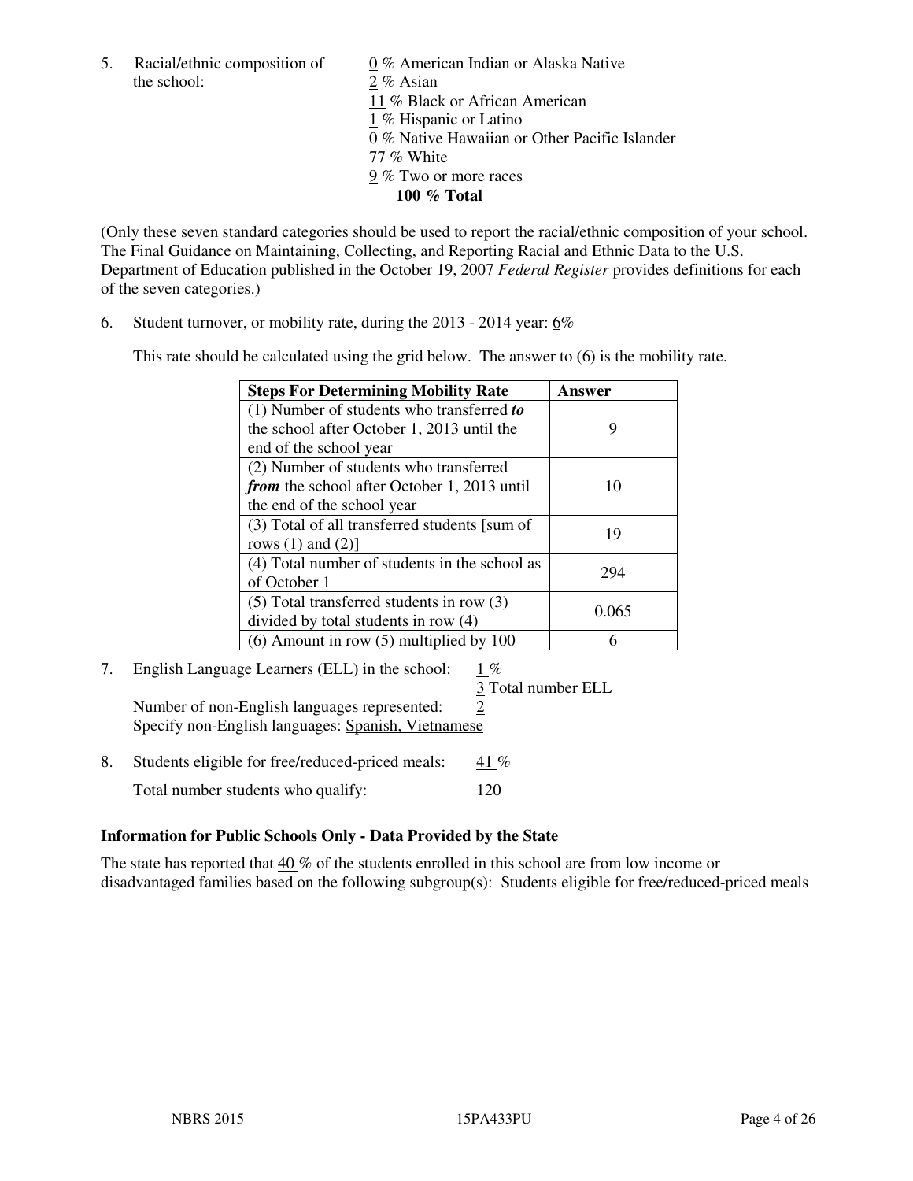5. Racial/ethnic composition of the school:

0 % American Indian or Alaska Native
2 % Asian
11 % Black or African American
1 % Hispanic or Latino
0 % Native Hawaiian or Other Pacific Islander
77 % White
9 % Two or more races
**100 % Total**

(Only these seven standard categories should be used to report the racial/ethnic composition of your school. The Final Guidance on Maintaining, Collecting, and Reporting Racial and Ethnic Data to the U.S. Department of Education published in the October 19, 2007 *Federal Register* provides definitions for each of the seven categories.)

6. Student turnover, or mobility rate, during the 2013 - 2014 year: 6%

This rate should be calculated using the grid below. The answer to (6) is the mobility rate.

| **Steps For Determining Mobility Rate** | **Answer** |
|---|---|
| (1) Number of students who transferred ***to*** the school after October 1, 2013 until the end of the school year | 9 |
| (2) Number of students who transferred ***from*** the school after October 1, 2013 until the end of the school year | 10 |
| (3) Total of all transferred students [sum of rows (1) and (2)] | 19 |
| (4) Total number of students in the school as of October 1 | 294 |
| (5) Total transferred students in row (3) divided by total students in row (4) | 0.065 |
| (6) Amount in row (5) multiplied by 100 | 6 |

7. English Language Learners (ELL) in the school: 1 %
3 Total number ELL
Number of non-English languages represented: 2
Specify non-English languages: Spanish, Vietnamese

8. Students eligible for free/reduced-priced meals: 41 %
Total number students who qualify: 120

**Information for Public Schools Only - Data Provided by the State**

The state has reported that 40 % of the students enrolled in this school are from low income or disadvantaged families based on the following subgroup(s): Students eligible for free/reduced-priced meals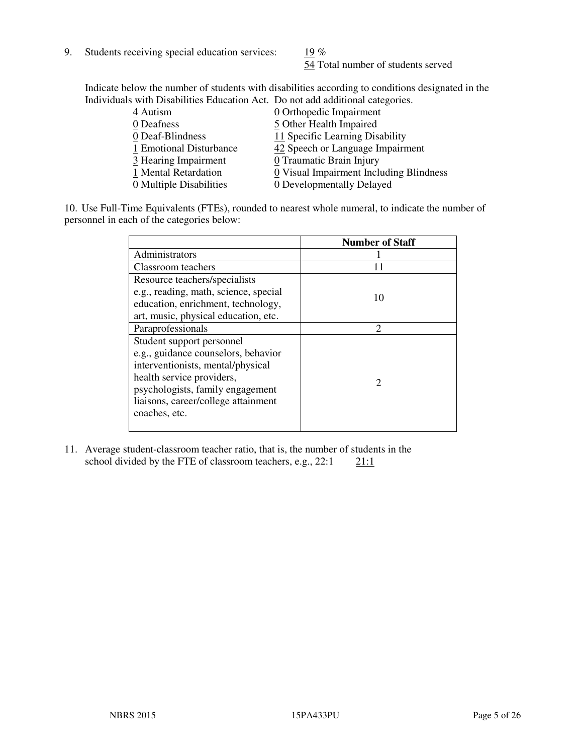9. Students receiving special education services: 19 %
   54 Total number of students served

Indicate below the number of students with disabilities according to conditions designated in the Individuals with Disabilities Education Act. Do not add additional categories.

| | |
|---|---|
| 4 Autism | 0 Orthopedic Impairment |
| 0 Deafness | 5 Other Health Impaired |
| 0 Deaf-Blindness | 11 Specific Learning Disability |
| 1 Emotional Disturbance | 42 Speech or Language Impairment |
| 3 Hearing Impairment | 0 Traumatic Brain Injury |
| 1 Mental Retardation | 0 Visual Impairment Including Blindness |
| 0 Multiple Disabilities | 0 Developmentally Delayed |

10. Use Full-Time Equivalents (FTEs), rounded to nearest whole numeral, to indicate the number of personnel in each of the categories below:

| | **Number of Staff** |
|---|---|
| Administrators | 1 |
| Classroom teachers | 11 |
| Resource teachers/specialists e.g., reading, math, science, special education, enrichment, technology, art, music, physical education, etc. | 10 |
| Paraprofessionals | 2 |
| Student support personnel e.g., guidance counselors, behavior interventionists, mental/physical health service providers, psychologists, family engagement liaisons, career/college attainment coaches, etc. | 2 |

11. Average student-classroom teacher ratio, that is, the number of students in the school divided by the FTE of classroom teachers, e.g., 22:1 21:1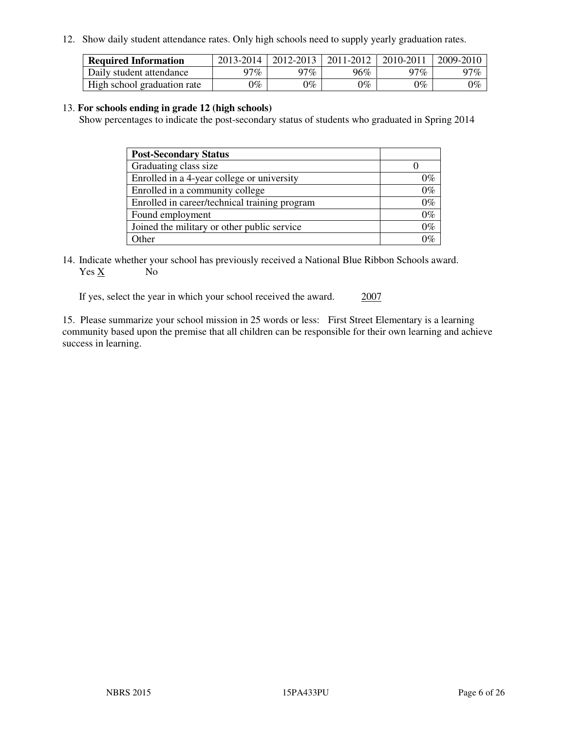12. Show daily student attendance rates. Only high schools need to supply yearly graduation rates.

| Required Information | 2013-2014 | 2012-2013 | 2011-2012 | 2010-2011 | 2009-2010 |
|---|---|---|---|---|---|
| Daily student attendance | 97% | 97% | 96% | 97% | 97% |
| High school graduation rate | 0% | 0% | 0% | 0% | 0% |

13. **For schools ending in grade 12 (high schools)**
Show percentages to indicate the post-secondary status of students who graduated in Spring 2014

| Post-Secondary Status | |
|---|---|
| Graduating class size | 0 |
| Enrolled in a 4-year college or university | 0% |
| Enrolled in a community college | 0% |
| Enrolled in career/technical training program | 0% |
| Found employment | 0% |
| Joined the military or other public service | 0% |
| Other | 0% |

14. Indicate whether your school has previously received a National Blue Ribbon Schools award.
Yes X No

If yes, select the year in which your school received the award. 2007

15. Please summarize your school mission in 25 words or less: First Street Elementary is a learning community based upon the premise that all children can be responsible for their own learning and achieve success in learning.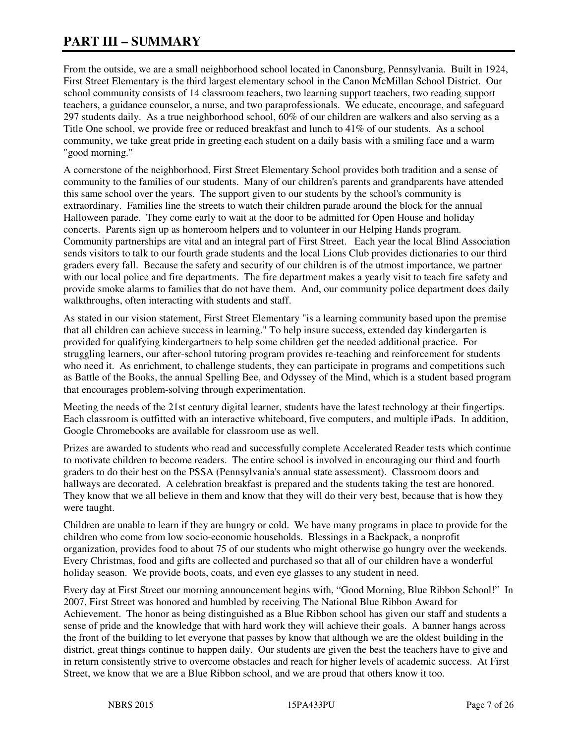# PART III – SUMMARY

From the outside, we are a small neighborhood school located in Canonsburg, Pennsylvania. Built in 1924, First Street Elementary is the third largest elementary school in the Canon McMillan School District. Our school community consists of 14 classroom teachers, two learning support teachers, two reading support teachers, a guidance counselor, a nurse, and two paraprofessionals. We educate, encourage, and safeguard 297 students daily. As a true neighborhood school, 60% of our children are walkers and also serving as a Title One school, we provide free or reduced breakfast and lunch to 41% of our students. As a school community, we take great pride in greeting each student on a daily basis with a smiling face and a warm "good morning."

A cornerstone of the neighborhood, First Street Elementary School provides both tradition and a sense of community to the families of our students. Many of our children's parents and grandparents have attended this same school over the years. The support given to our students by the school's community is extraordinary. Families line the streets to watch their children parade around the block for the annual Halloween parade. They come early to wait at the door to be admitted for Open House and holiday concerts. Parents sign up as homeroom helpers and to volunteer in our Helping Hands program. Community partnerships are vital and an integral part of First Street. Each year the local Blind Association sends visitors to talk to our fourth grade students and the local Lions Club provides dictionaries to our third graders every fall. Because the safety and security of our children is of the utmost importance, we partner with our local police and fire departments. The fire department makes a yearly visit to teach fire safety and provide smoke alarms to families that do not have them. And, our community police department does daily walkthroughs, often interacting with students and staff.

As stated in our vision statement, First Street Elementary "is a learning community based upon the premise that all children can achieve success in learning." To help insure success, extended day kindergarten is provided for qualifying kindergartners to help some children get the needed additional practice. For struggling learners, our after-school tutoring program provides re-teaching and reinforcement for students who need it. As enrichment, to challenge students, they can participate in programs and competitions such as Battle of the Books, the annual Spelling Bee, and Odyssey of the Mind, which is a student based program that encourages problem-solving through experimentation.

Meeting the needs of the 21st century digital learner, students have the latest technology at their fingertips. Each classroom is outfitted with an interactive whiteboard, five computers, and multiple iPads. In addition, Google Chromebooks are available for classroom use as well.

Prizes are awarded to students who read and successfully complete Accelerated Reader tests which continue to motivate children to become readers. The entire school is involved in encouraging our third and fourth graders to do their best on the PSSA (Pennsylvania's annual state assessment). Classroom doors and hallways are decorated. A celebration breakfast is prepared and the students taking the test are honored. They know that we all believe in them and know that they will do their very best, because that is how they were taught.

Children are unable to learn if they are hungry or cold. We have many programs in place to provide for the children who come from low socio-economic households. Blessings in a Backpack, a nonprofit organization, provides food to about 75 of our students who might otherwise go hungry over the weekends. Every Christmas, food and gifts are collected and purchased so that all of our children have a wonderful holiday season. We provide boots, coats, and even eye glasses to any student in need.

Every day at First Street our morning announcement begins with, "Good Morning, Blue Ribbon School!" In 2007, First Street was honored and humbled by receiving The National Blue Ribbon Award for Achievement. The honor as being distinguished as a Blue Ribbon school has given our staff and students a sense of pride and the knowledge that with hard work they will achieve their goals. A banner hangs across the front of the building to let everyone that passes by know that although we are the oldest building in the district, great things continue to happen daily. Our students are given the best the teachers have to give and in return consistently strive to overcome obstacles and reach for higher levels of academic success. At First Street, we know that we are a Blue Ribbon school, and we are proud that others know it too.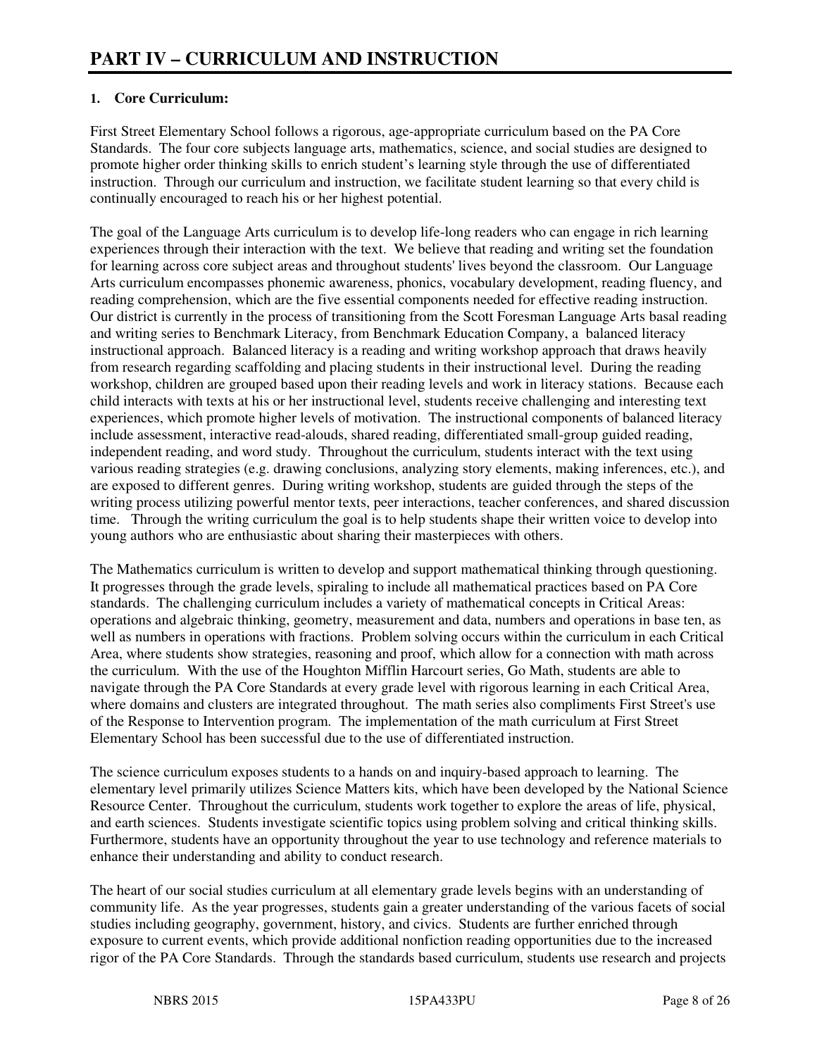# PART IV – CURRICULUM AND INSTRUCTION

## 1. Core Curriculum:

First Street Elementary School follows a rigorous, age-appropriate curriculum based on the PA Core Standards. The four core subjects language arts, mathematics, science, and social studies are designed to promote higher order thinking skills to enrich student's learning style through the use of differentiated instruction. Through our curriculum and instruction, we facilitate student learning so that every child is continually encouraged to reach his or her highest potential.

The goal of the Language Arts curriculum is to develop life-long readers who can engage in rich learning experiences through their interaction with the text. We believe that reading and writing set the foundation for learning across core subject areas and throughout students' lives beyond the classroom. Our Language Arts curriculum encompasses phonemic awareness, phonics, vocabulary development, reading fluency, and reading comprehension, which are the five essential components needed for effective reading instruction. Our district is currently in the process of transitioning from the Scott Foresman Language Arts basal reading and writing series to Benchmark Literacy, from Benchmark Education Company, a balanced literacy instructional approach. Balanced literacy is a reading and writing workshop approach that draws heavily from research regarding scaffolding and placing students in their instructional level. During the reading workshop, children are grouped based upon their reading levels and work in literacy stations. Because each child interacts with texts at his or her instructional level, students receive challenging and interesting text experiences, which promote higher levels of motivation. The instructional components of balanced literacy include assessment, interactive read-alouds, shared reading, differentiated small-group guided reading, independent reading, and word study. Throughout the curriculum, students interact with the text using various reading strategies (e.g. drawing conclusions, analyzing story elements, making inferences, etc.), and are exposed to different genres. During writing workshop, students are guided through the steps of the writing process utilizing powerful mentor texts, peer interactions, teacher conferences, and shared discussion time. Through the writing curriculum the goal is to help students shape their written voice to develop into young authors who are enthusiastic about sharing their masterpieces with others.

The Mathematics curriculum is written to develop and support mathematical thinking through questioning. It progresses through the grade levels, spiraling to include all mathematical practices based on PA Core standards. The challenging curriculum includes a variety of mathematical concepts in Critical Areas: operations and algebraic thinking, geometry, measurement and data, numbers and operations in base ten, as well as numbers in operations with fractions. Problem solving occurs within the curriculum in each Critical Area, where students show strategies, reasoning and proof, which allow for a connection with math across the curriculum. With the use of the Houghton Mifflin Harcourt series, Go Math, students are able to navigate through the PA Core Standards at every grade level with rigorous learning in each Critical Area, where domains and clusters are integrated throughout. The math series also compliments First Street's use of the Response to Intervention program. The implementation of the math curriculum at First Street Elementary School has been successful due to the use of differentiated instruction.

The science curriculum exposes students to a hands on and inquiry-based approach to learning. The elementary level primarily utilizes Science Matters kits, which have been developed by the National Science Resource Center. Throughout the curriculum, students work together to explore the areas of life, physical, and earth sciences. Students investigate scientific topics using problem solving and critical thinking skills. Furthermore, students have an opportunity throughout the year to use technology and reference materials to enhance their understanding and ability to conduct research.

The heart of our social studies curriculum at all elementary grade levels begins with an understanding of community life. As the year progresses, students gain a greater understanding of the various facets of social studies including geography, government, history, and civics. Students are further enriched through exposure to current events, which provide additional nonfiction reading opportunities due to the increased rigor of the PA Core Standards. Through the standards based curriculum, students use research and projects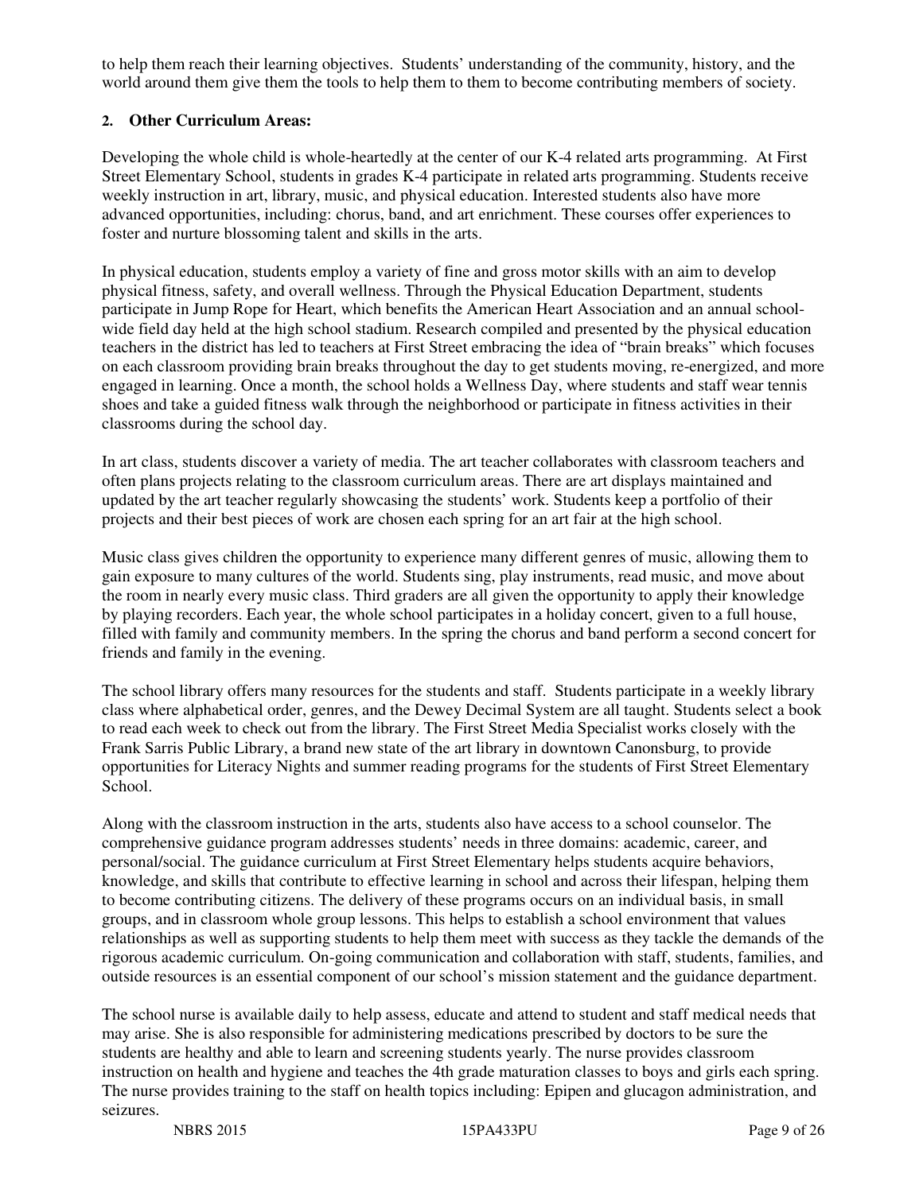to help them reach their learning objectives. Students' understanding of the community, history, and the world around them give them the tools to help them to them to become contributing members of society.

**2. Other Curriculum Areas:**

Developing the whole child is whole-heartedly at the center of our K-4 related arts programming. At First Street Elementary School, students in grades K-4 participate in related arts programming. Students receive weekly instruction in art, library, music, and physical education. Interested students also have more advanced opportunities, including: chorus, band, and art enrichment. These courses offer experiences to foster and nurture blossoming talent and skills in the arts.

In physical education, students employ a variety of fine and gross motor skills with an aim to develop physical fitness, safety, and overall wellness. Through the Physical Education Department, students participate in Jump Rope for Heart, which benefits the American Heart Association and an annual school-wide field day held at the high school stadium. Research compiled and presented by the physical education teachers in the district has led to teachers at First Street embracing the idea of "brain breaks" which focuses on each classroom providing brain breaks throughout the day to get students moving, re-energized, and more engaged in learning. Once a month, the school holds a Wellness Day, where students and staff wear tennis shoes and take a guided fitness walk through the neighborhood or participate in fitness activities in their classrooms during the school day.

In art class, students discover a variety of media. The art teacher collaborates with classroom teachers and often plans projects relating to the classroom curriculum areas. There are art displays maintained and updated by the art teacher regularly showcasing the students' work. Students keep a portfolio of their projects and their best pieces of work are chosen each spring for an art fair at the high school.

Music class gives children the opportunity to experience many different genres of music, allowing them to gain exposure to many cultures of the world. Students sing, play instruments, read music, and move about the room in nearly every music class. Third graders are all given the opportunity to apply their knowledge by playing recorders. Each year, the whole school participates in a holiday concert, given to a full house, filled with family and community members. In the spring the chorus and band perform a second concert for friends and family in the evening.

The school library offers many resources for the students and staff. Students participate in a weekly library class where alphabetical order, genres, and the Dewey Decimal System are all taught. Students select a book to read each week to check out from the library. The First Street Media Specialist works closely with the Frank Sarris Public Library, a brand new state of the art library in downtown Canonsburg, to provide opportunities for Literacy Nights and summer reading programs for the students of First Street Elementary School.

Along with the classroom instruction in the arts, students also have access to a school counselor. The comprehensive guidance program addresses students' needs in three domains: academic, career, and personal/social. The guidance curriculum at First Street Elementary helps students acquire behaviors, knowledge, and skills that contribute to effective learning in school and across their lifespan, helping them to become contributing citizens. The delivery of these programs occurs on an individual basis, in small groups, and in classroom whole group lessons. This helps to establish a school environment that values relationships as well as supporting students to help them meet with success as they tackle the demands of the rigorous academic curriculum. On-going communication and collaboration with staff, students, families, and outside resources is an essential component of our school's mission statement and the guidance department.

The school nurse is available daily to help assess, educate and attend to student and staff medical needs that may arise. She is also responsible for administering medications prescribed by doctors to be sure the students are healthy and able to learn and screening students yearly. The nurse provides classroom instruction on health and hygiene and teaches the 4th grade maturation classes to boys and girls each spring. The nurse provides training to the staff on health topics including: Epipen and glucagon administration, and seizures.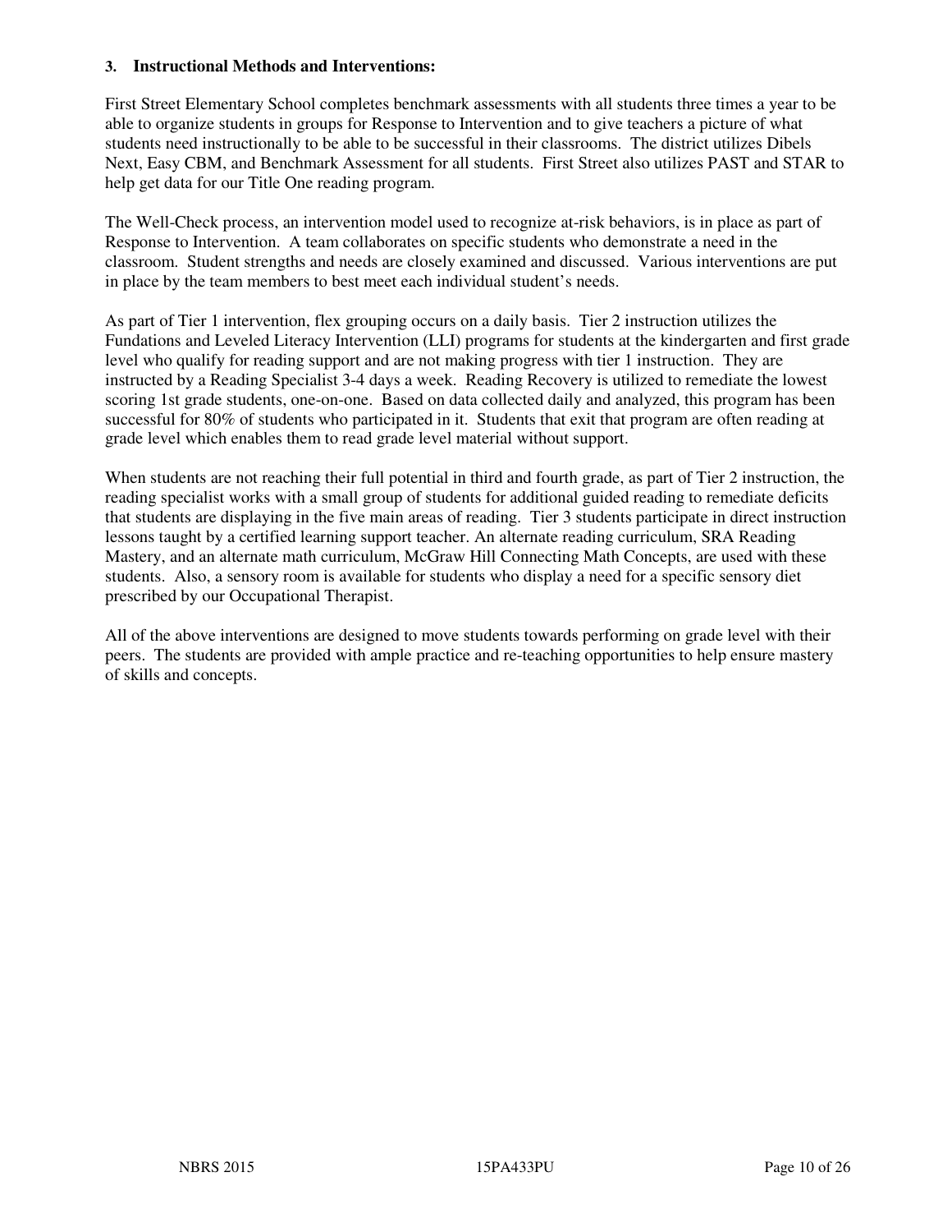### 3. Instructional Methods and Interventions:

First Street Elementary School completes benchmark assessments with all students three times a year to be able to organize students in groups for Response to Intervention and to give teachers a picture of what students need instructionally to be able to be successful in their classrooms. The district utilizes Dibels Next, Easy CBM, and Benchmark Assessment for all students. First Street also utilizes PAST and STAR to help get data for our Title One reading program.

The Well-Check process, an intervention model used to recognize at-risk behaviors, is in place as part of Response to Intervention. A team collaborates on specific students who demonstrate a need in the classroom. Student strengths and needs are closely examined and discussed. Various interventions are put in place by the team members to best meet each individual student's needs.

As part of Tier 1 intervention, flex grouping occurs on a daily basis. Tier 2 instruction utilizes the Fundations and Leveled Literacy Intervention (LLI) programs for students at the kindergarten and first grade level who qualify for reading support and are not making progress with tier 1 instruction. They are instructed by a Reading Specialist 3-4 days a week. Reading Recovery is utilized to remediate the lowest scoring 1st grade students, one-on-one. Based on data collected daily and analyzed, this program has been successful for 80% of students who participated in it. Students that exit that program are often reading at grade level which enables them to read grade level material without support.

When students are not reaching their full potential in third and fourth grade, as part of Tier 2 instruction, the reading specialist works with a small group of students for additional guided reading to remediate deficits that students are displaying in the five main areas of reading. Tier 3 students participate in direct instruction lessons taught by a certified learning support teacher. An alternate reading curriculum, SRA Reading Mastery, and an alternate math curriculum, McGraw Hill Connecting Math Concepts, are used with these students. Also, a sensory room is available for students who display a need for a specific sensory diet prescribed by our Occupational Therapist.

All of the above interventions are designed to move students towards performing on grade level with their peers. The students are provided with ample practice and re-teaching opportunities to help ensure mastery of skills and concepts.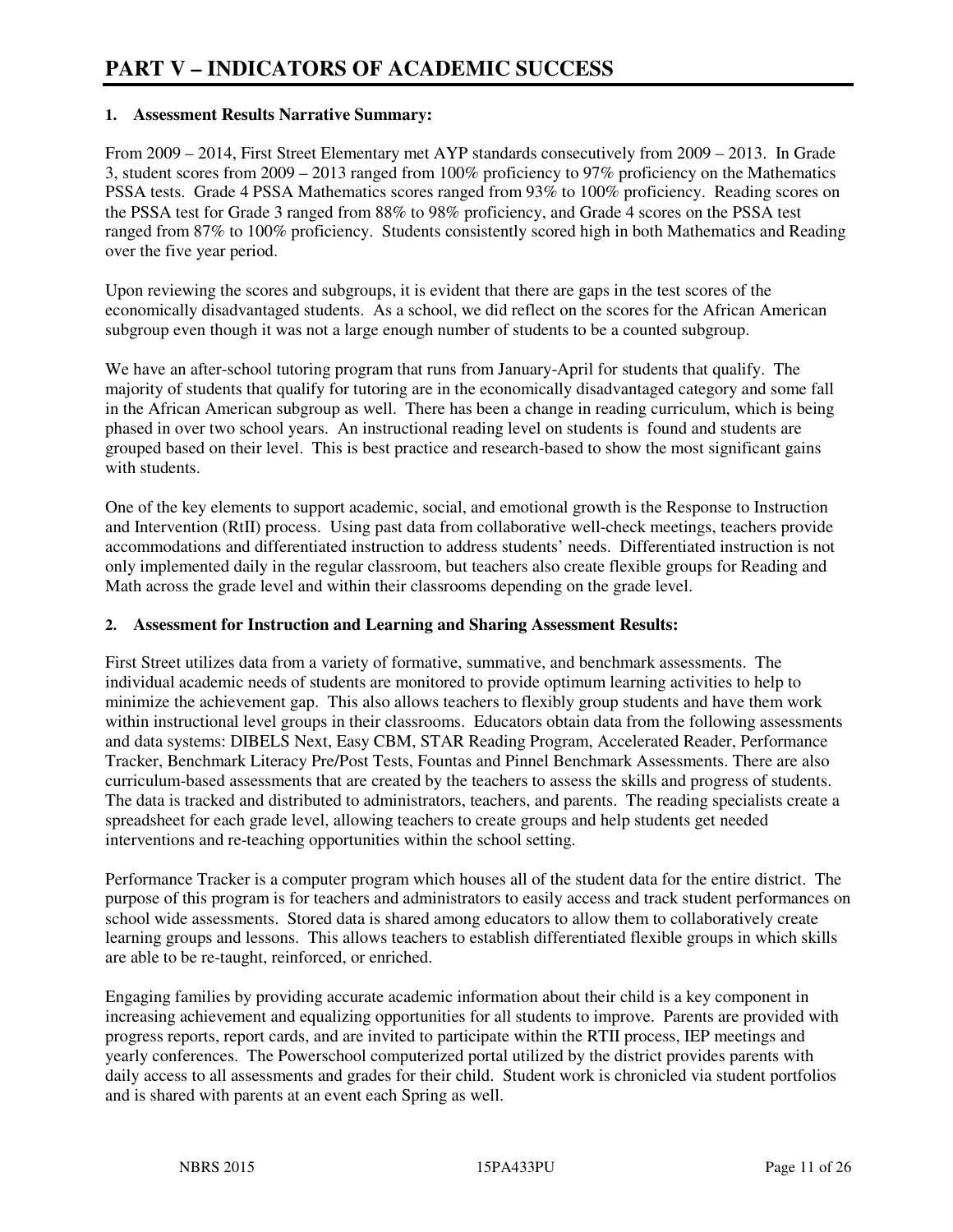# PART V – INDICATORS OF ACADEMIC SUCCESS

### 1. Assessment Results Narrative Summary:

From 2009 – 2014, First Street Elementary met AYP standards consecutively from 2009 – 2013. In Grade 3, student scores from 2009 – 2013 ranged from 100% proficiency to 97% proficiency on the Mathematics PSSA tests. Grade 4 PSSA Mathematics scores ranged from 93% to 100% proficiency. Reading scores on the PSSA test for Grade 3 ranged from 88% to 98% proficiency, and Grade 4 scores on the PSSA test ranged from 87% to 100% proficiency. Students consistently scored high in both Mathematics and Reading over the five year period.

Upon reviewing the scores and subgroups, it is evident that there are gaps in the test scores of the economically disadvantaged students. As a school, we did reflect on the scores for the African American subgroup even though it was not a large enough number of students to be a counted subgroup.

We have an after-school tutoring program that runs from January-April for students that qualify. The majority of students that qualify for tutoring are in the economically disadvantaged category and some fall in the African American subgroup as well. There has been a change in reading curriculum, which is being phased in over two school years. An instructional reading level on students is found and students are grouped based on their level. This is best practice and research-based to show the most significant gains with students.

One of the key elements to support academic, social, and emotional growth is the Response to Instruction and Intervention (RtII) process. Using past data from collaborative well-check meetings, teachers provide accommodations and differentiated instruction to address students' needs. Differentiated instruction is not only implemented daily in the regular classroom, but teachers also create flexible groups for Reading and Math across the grade level and within their classrooms depending on the grade level.

### 2. Assessment for Instruction and Learning and Sharing Assessment Results:

First Street utilizes data from a variety of formative, summative, and benchmark assessments. The individual academic needs of students are monitored to provide optimum learning activities to help to minimize the achievement gap. This also allows teachers to flexibly group students and have them work within instructional level groups in their classrooms. Educators obtain data from the following assessments and data systems: DIBELS Next, Easy CBM, STAR Reading Program, Accelerated Reader, Performance Tracker, Benchmark Literacy Pre/Post Tests, Fountas and Pinnel Benchmark Assessments. There are also curriculum-based assessments that are created by the teachers to assess the skills and progress of students. The data is tracked and distributed to administrators, teachers, and parents. The reading specialists create a spreadsheet for each grade level, allowing teachers to create groups and help students get needed interventions and re-teaching opportunities within the school setting.

Performance Tracker is a computer program which houses all of the student data for the entire district. The purpose of this program is for teachers and administrators to easily access and track student performances on school wide assessments. Stored data is shared among educators to allow them to collaboratively create learning groups and lessons. This allows teachers to establish differentiated flexible groups in which skills are able to be re-taught, reinforced, or enriched.

Engaging families by providing accurate academic information about their child is a key component in increasing achievement and equalizing opportunities for all students to improve. Parents are provided with progress reports, report cards, and are invited to participate within the RTII process, IEP meetings and yearly conferences. The Powerschool computerized portal utilized by the district provides parents with daily access to all assessments and grades for their child. Student work is chronicled via student portfolios and is shared with parents at an event each Spring as well.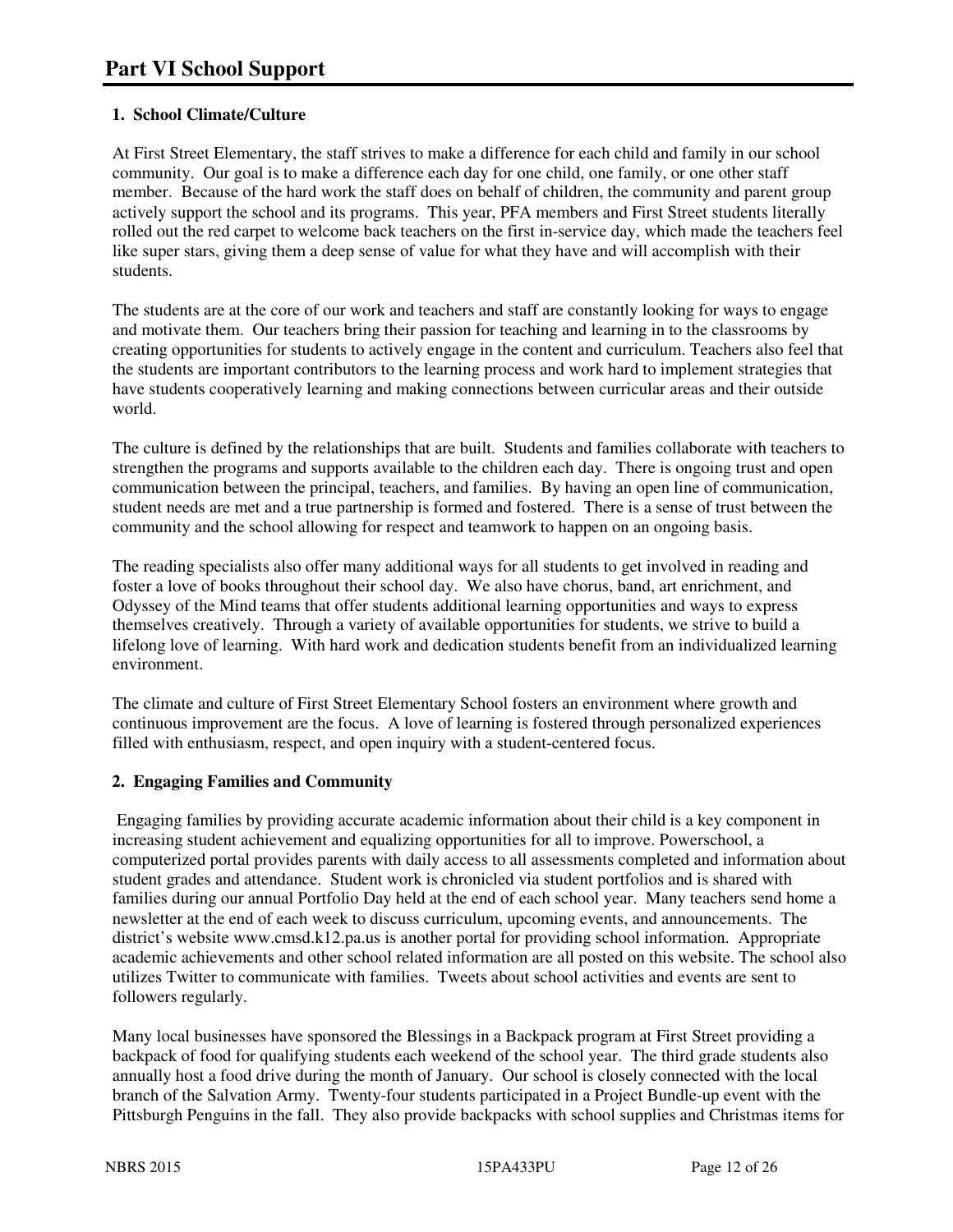# Part VI School Support

### 1. School Climate/Culture

At First Street Elementary, the staff strives to make a difference for each child and family in our school community. Our goal is to make a difference each day for one child, one family, or one other staff member. Because of the hard work the staff does on behalf of children, the community and parent group actively support the school and its programs. This year, PFA members and First Street students literally rolled out the red carpet to welcome back teachers on the first in-service day, which made the teachers feel like super stars, giving them a deep sense of value for what they have and will accomplish with their students.

The students are at the core of our work and teachers and staff are constantly looking for ways to engage and motivate them. Our teachers bring their passion for teaching and learning in to the classrooms by creating opportunities for students to actively engage in the content and curriculum. Teachers also feel that the students are important contributors to the learning process and work hard to implement strategies that have students cooperatively learning and making connections between curricular areas and their outside world.

The culture is defined by the relationships that are built. Students and families collaborate with teachers to strengthen the programs and supports available to the children each day. There is ongoing trust and open communication between the principal, teachers, and families. By having an open line of communication, student needs are met and a true partnership is formed and fostered. There is a sense of trust between the community and the school allowing for respect and teamwork to happen on an ongoing basis.

The reading specialists also offer many additional ways for all students to get involved in reading and foster a love of books throughout their school day. We also have chorus, band, art enrichment, and Odyssey of the Mind teams that offer students additional learning opportunities and ways to express themselves creatively. Through a variety of available opportunities for students, we strive to build a lifelong love of learning. With hard work and dedication students benefit from an individualized learning environment.

The climate and culture of First Street Elementary School fosters an environment where growth and continuous improvement are the focus. A love of learning is fostered through personalized experiences filled with enthusiasm, respect, and open inquiry with a student-centered focus.

### 2. Engaging Families and Community

Engaging families by providing accurate academic information about their child is a key component in increasing student achievement and equalizing opportunities for all to improve. Powerschool, a computerized portal provides parents with daily access to all assessments completed and information about student grades and attendance. Student work is chronicled via student portfolios and is shared with families during our annual Portfolio Day held at the end of each school year. Many teachers send home a newsletter at the end of each week to discuss curriculum, upcoming events, and announcements. The district's website www.cmsd.k12.pa.us is another portal for providing school information. Appropriate academic achievements and other school related information are all posted on this website. The school also utilizes Twitter to communicate with families. Tweets about school activities and events are sent to followers regularly.

Many local businesses have sponsored the Blessings in a Backpack program at First Street providing a backpack of food for qualifying students each weekend of the school year. The third grade students also annually host a food drive during the month of January. Our school is closely connected with the local branch of the Salvation Army. Twenty-four students participated in a Project Bundle-up event with the Pittsburgh Penguins in the fall. They also provide backpacks with school supplies and Christmas items for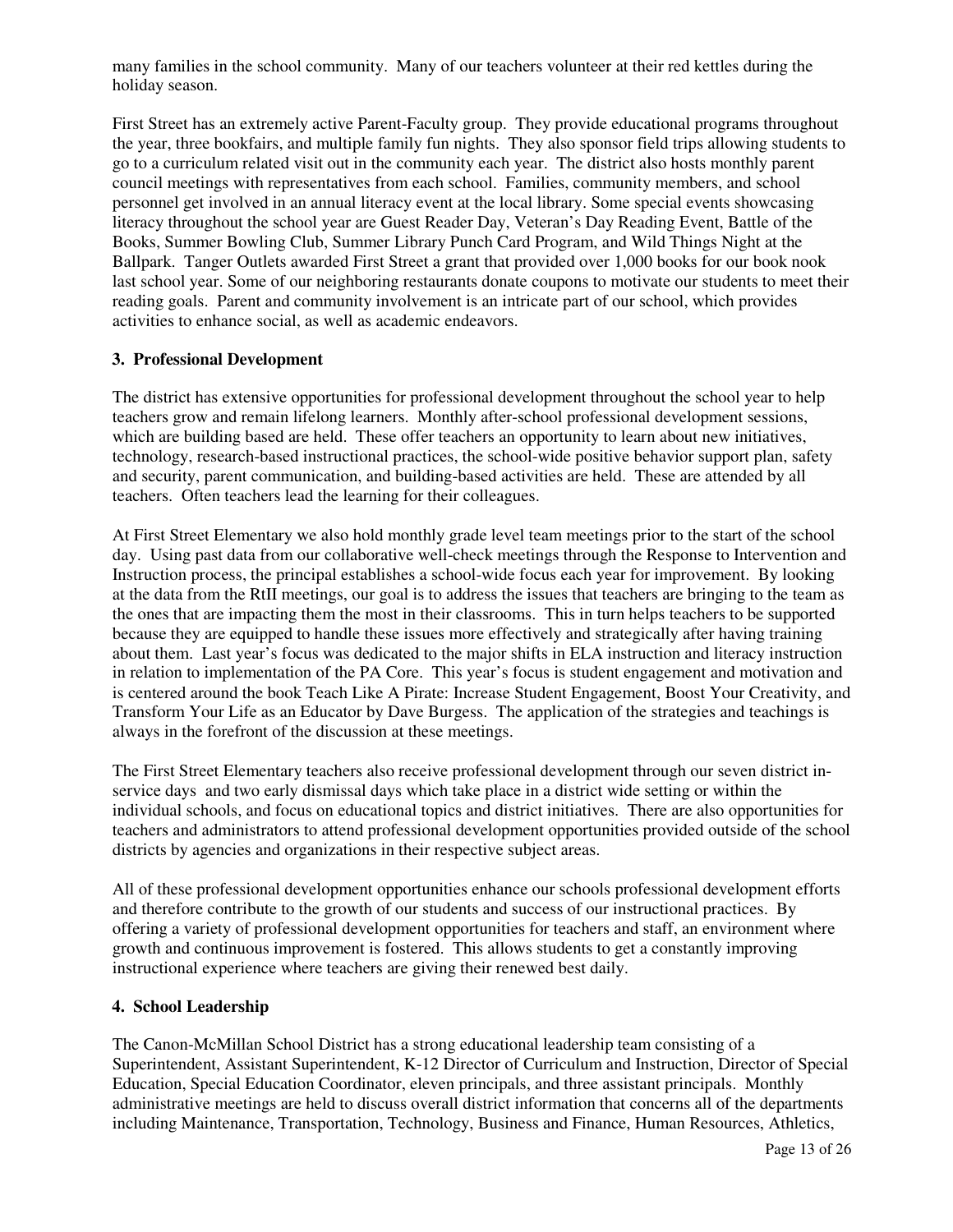many families in the school community. Many of our teachers volunteer at their red kettles during the holiday season.

First Street has an extremely active Parent-Faculty group. They provide educational programs throughout the year, three bookfairs, and multiple family fun nights. They also sponsor field trips allowing students to go to a curriculum related visit out in the community each year. The district also hosts monthly parent council meetings with representatives from each school. Families, community members, and school personnel get involved in an annual literacy event at the local library. Some special events showcasing literacy throughout the school year are Guest Reader Day, Veteran's Day Reading Event, Battle of the Books, Summer Bowling Club, Summer Library Punch Card Program, and Wild Things Night at the Ballpark. Tanger Outlets awarded First Street a grant that provided over 1,000 books for our book nook last school year. Some of our neighboring restaurants donate coupons to motivate our students to meet their reading goals. Parent and community involvement is an intricate part of our school, which provides activities to enhance social, as well as academic endeavors.

**3. Professional Development**

The district has extensive opportunities for professional development throughout the school year to help teachers grow and remain lifelong learners. Monthly after-school professional development sessions, which are building based are held. These offer teachers an opportunity to learn about new initiatives, technology, research-based instructional practices, the school-wide positive behavior support plan, safety and security, parent communication, and building-based activities are held. These are attended by all teachers. Often teachers lead the learning for their colleagues.

At First Street Elementary we also hold monthly grade level team meetings prior to the start of the school day. Using past data from our collaborative well-check meetings through the Response to Intervention and Instruction process, the principal establishes a school-wide focus each year for improvement. By looking at the data from the RtII meetings, our goal is to address the issues that teachers are bringing to the team as the ones that are impacting them the most in their classrooms. This in turn helps teachers to be supported because they are equipped to handle these issues more effectively and strategically after having training about them. Last year's focus was dedicated to the major shifts in ELA instruction and literacy instruction in relation to implementation of the PA Core. This year's focus is student engagement and motivation and is centered around the book Teach Like A Pirate: Increase Student Engagement, Boost Your Creativity, and Transform Your Life as an Educator by Dave Burgess. The application of the strategies and teachings is always in the forefront of the discussion at these meetings.

The First Street Elementary teachers also receive professional development through our seven district in-service days and two early dismissal days which take place in a district wide setting or within the individual schools, and focus on educational topics and district initiatives. There are also opportunities for teachers and administrators to attend professional development opportunities provided outside of the school districts by agencies and organizations in their respective subject areas.

All of these professional development opportunities enhance our schools professional development efforts and therefore contribute to the growth of our students and success of our instructional practices. By offering a variety of professional development opportunities for teachers and staff, an environment where growth and continuous improvement is fostered. This allows students to get a constantly improving instructional experience where teachers are giving their renewed best daily.

**4. School Leadership**

The Canon-McMillan School District has a strong educational leadership team consisting of a Superintendent, Assistant Superintendent, K-12 Director of Curriculum and Instruction, Director of Special Education, Special Education Coordinator, eleven principals, and three assistant principals. Monthly administrative meetings are held to discuss overall district information that concerns all of the departments including Maintenance, Transportation, Technology, Business and Finance, Human Resources, Athletics,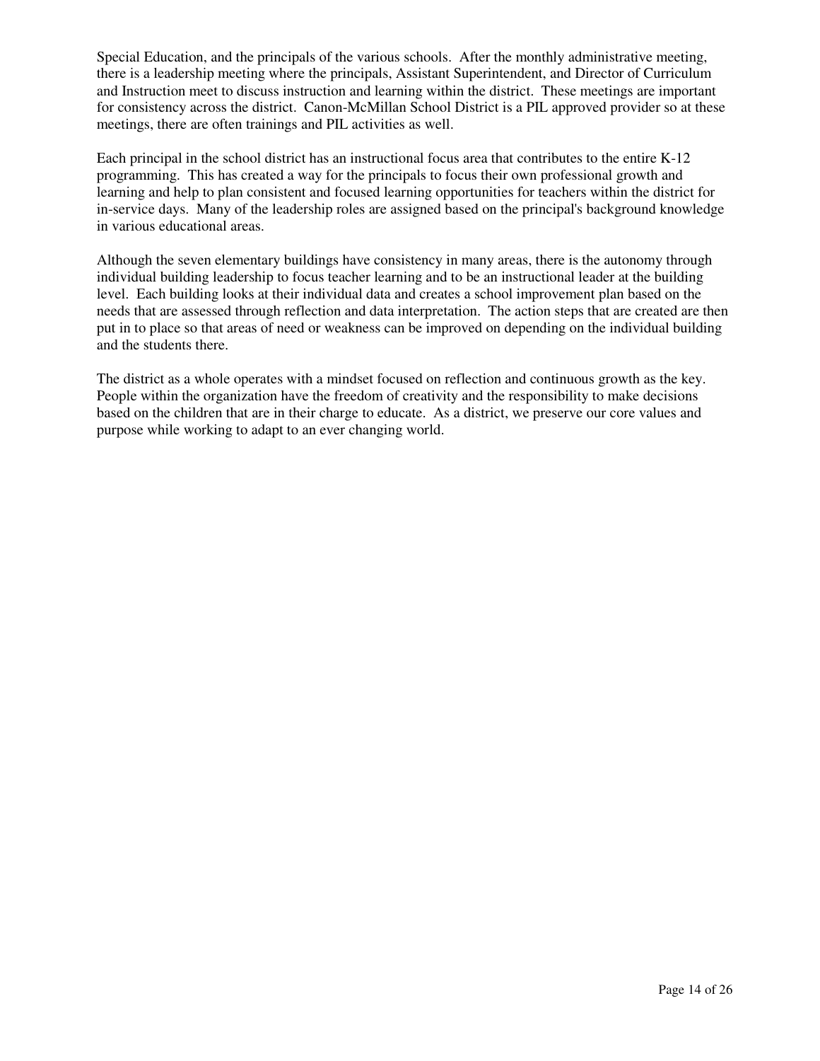Special Education, and the principals of the various schools. After the monthly administrative meeting, there is a leadership meeting where the principals, Assistant Superintendent, and Director of Curriculum and Instruction meet to discuss instruction and learning within the district. These meetings are important for consistency across the district. Canon-McMillan School District is a PIL approved provider so at these meetings, there are often trainings and PIL activities as well.

Each principal in the school district has an instructional focus area that contributes to the entire K-12 programming. This has created a way for the principals to focus their own professional growth and learning and help to plan consistent and focused learning opportunities for teachers within the district for in-service days. Many of the leadership roles are assigned based on the principal's background knowledge in various educational areas.

Although the seven elementary buildings have consistency in many areas, there is the autonomy through individual building leadership to focus teacher learning and to be an instructional leader at the building level. Each building looks at their individual data and creates a school improvement plan based on the needs that are assessed through reflection and data interpretation. The action steps that are created are then put in to place so that areas of need or weakness can be improved on depending on the individual building and the students there.

The district as a whole operates with a mindset focused on reflection and continuous growth as the key. People within the organization have the freedom of creativity and the responsibility to make decisions based on the children that are in their charge to educate. As a district, we preserve our core values and purpose while working to adapt to an ever changing world.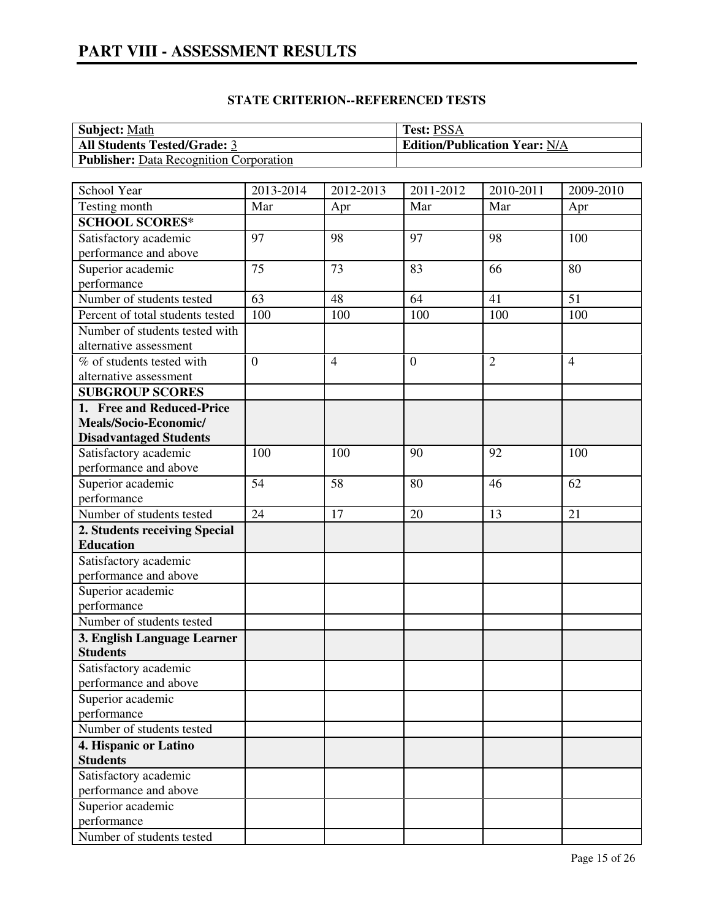# PART VIII - ASSESSMENT RESULTS

## STATE CRITERION--REFERENCED TESTS

| **Subject:** Math | **Test:** PSSA |
|---|---|
| **All Students Tested/Grade:** 3 | **Edition/Publication Year:** N/A |
| **Publisher:** Data Recognition Corporation | |

| School Year | 2013-2014 | 2012-2013 | 2011-2012 | 2010-2011 | 2009-2010 |
|---|---|---|---|---|---|
| Testing month | Mar | Apr | Mar | Mar | Apr |
| **SCHOOL SCORES*** | | | | | |
| Satisfactory academic performance and above | 97 | 98 | 97 | 98 | 100 |
| Superior academic performance | 75 | 73 | 83 | 66 | 80 |
| Number of students tested | 63 | 48 | 64 | 41 | 51 |
| Percent of total students tested | 100 | 100 | 100 | 100 | 100 |
| Number of students tested with alternative assessment | | | | | |
| % of students tested with alternative assessment | 0 | 4 | 0 | 2 | 4 |
| **SUBGROUP SCORES** | | | | | |
| **1. Free and Reduced-Price Meals/Socio-Economic/ Disadvantaged Students** | | | | | |
| Satisfactory academic performance and above | 100 | 100 | 90 | 92 | 100 |
| Superior academic performance | 54 | 58 | 80 | 46 | 62 |
| Number of students tested | 24 | 17 | 20 | 13 | 21 |
| **2. Students receiving Special Education** | | | | | |
| Satisfactory academic performance and above | | | | | |
| Superior academic performance | | | | | |
| Number of students tested | | | | | |
| **3. English Language Learner Students** | | | | | |
| Satisfactory academic performance and above | | | | | |
| Superior academic performance | | | | | |
| Number of students tested | | | | | |
| **4. Hispanic or Latino Students** | | | | | |
| Satisfactory academic performance and above | | | | | |
| Superior academic performance | | | | | |
| Number of students tested | | | | | |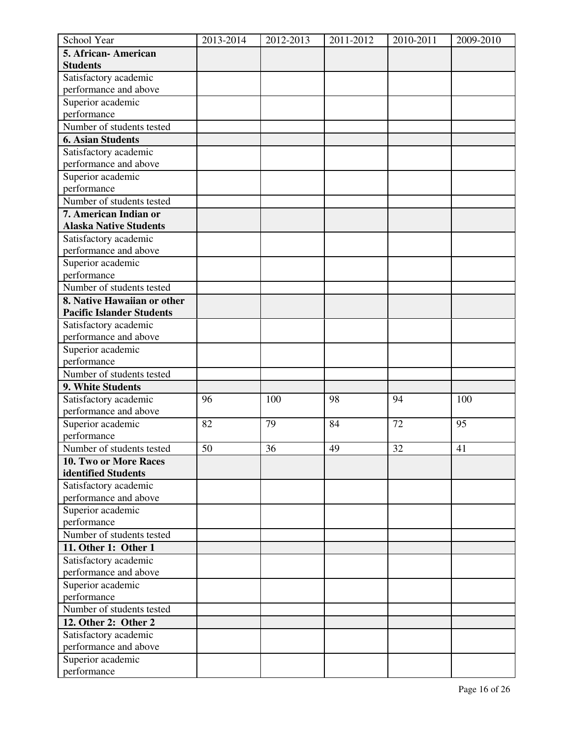| School Year | 2013-2014 | 2012-2013 | 2011-2012 | 2010-2011 | 2009-2010 |
|---|---|---|---|---|---|
| **5. African- American Students** | | | | | |
| Satisfactory academic performance and above | | | | | |
| Superior academic performance | | | | | |
| Number of students tested | | | | | |
| **6. Asian Students** | | | | | |
| Satisfactory academic performance and above | | | | | |
| Superior academic performance | | | | | |
| Number of students tested | | | | | |
| **7. American Indian or Alaska Native Students** | | | | | |
| Satisfactory academic performance and above | | | | | |
| Superior academic performance | | | | | |
| Number of students tested | | | | | |
| **8. Native Hawaiian or other Pacific Islander Students** | | | | | |
| Satisfactory academic performance and above | | | | | |
| Superior academic performance | | | | | |
| Number of students tested | | | | | |
| **9. White Students** | | | | | |
| Satisfactory academic performance and above | 96 | 100 | 98 | 94 | 100 |
| Superior academic performance | 82 | 79 | 84 | 72 | 95 |
| Number of students tested | 50 | 36 | 49 | 32 | 41 |
| **10. Two or More Races identified Students** | | | | | |
| Satisfactory academic performance and above | | | | | |
| Superior academic performance | | | | | |
| Number of students tested | | | | | |
| **11. Other 1: Other 1** | | | | | |
| Satisfactory academic performance and above | | | | | |
| Superior academic performance | | | | | |
| Number of students tested | | | | | |
| **12. Other 2: Other 2** | | | | | |
| Satisfactory academic performance and above | | | | | |
| Superior academic performance | | | | | |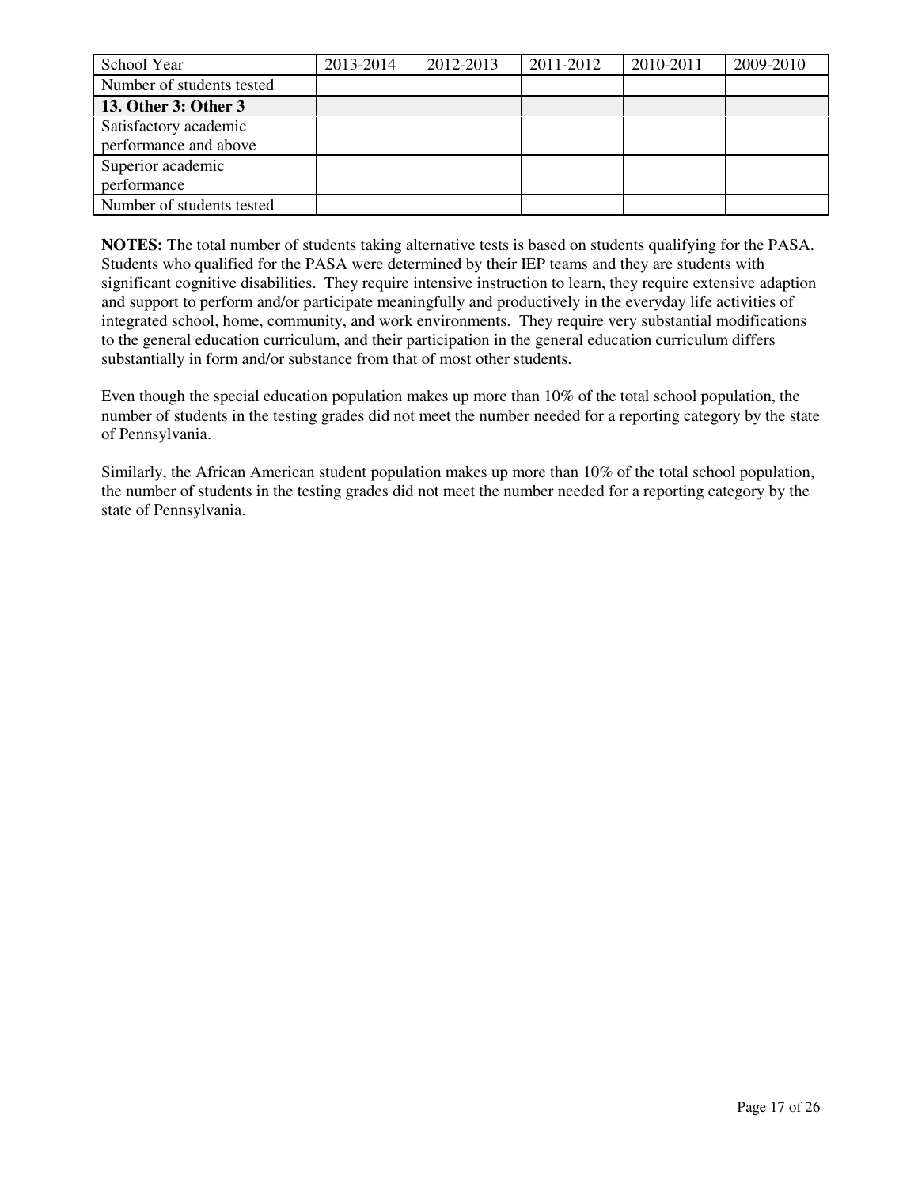| School Year | 2013-2014 | 2012-2013 | 2011-2012 | 2010-2011 | 2009-2010 |
|---|---|---|---|---|---|
| Number of students tested | | | | | |
| **13. Other 3: Other 3** | | | | | |
| Satisfactory academic performance and above | | | | | |
| Superior academic performance | | | | | |
| Number of students tested | | | | | |

**NOTES:** The total number of students taking alternative tests is based on students qualifying for the PASA. Students who qualified for the PASA were determined by their IEP teams and they are students with significant cognitive disabilities. They require intensive instruction to learn, they require extensive adaption and support to perform and/or participate meaningfully and productively in the everyday life activities of integrated school, home, community, and work environments. They require very substantial modifications to the general education curriculum, and their participation in the general education curriculum differs substantially in form and/or substance from that of most other students.

Even though the special education population makes up more than 10% of the total school population, the number of students in the testing grades did not meet the number needed for a reporting category by the state of Pennsylvania.

Similarly, the African American student population makes up more than 10% of the total school population, the number of students in the testing grades did not meet the number needed for a reporting category by the state of Pennsylvania.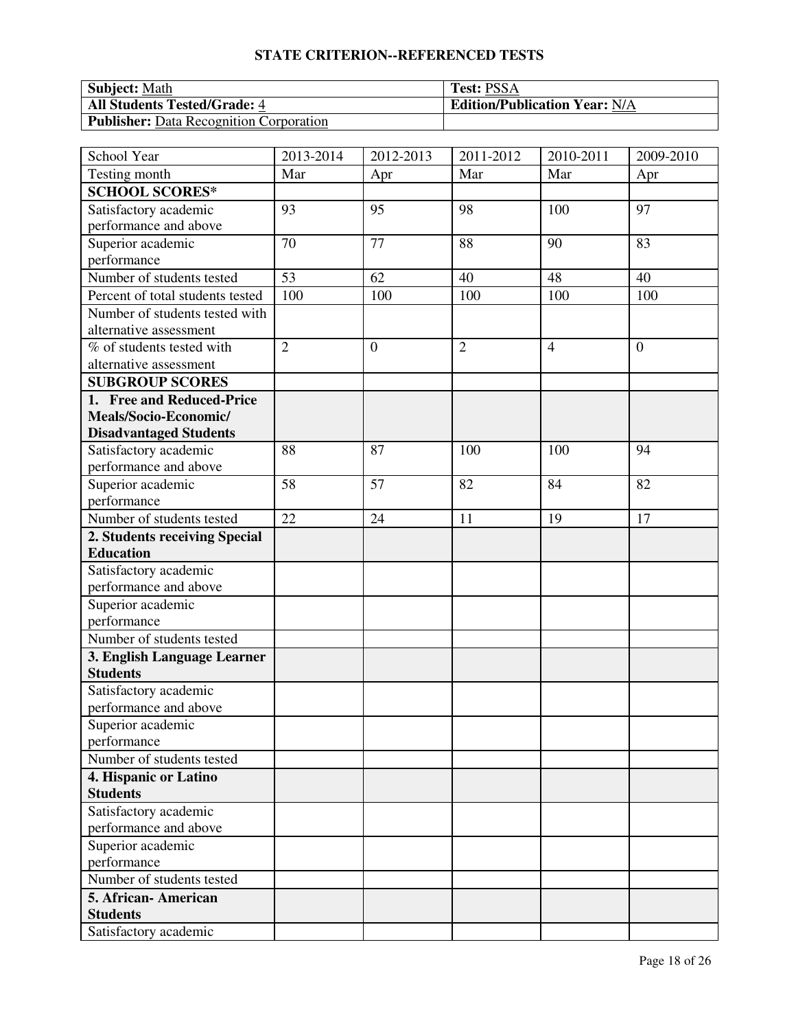## STATE CRITERION--REFERENCED TESTS

| **Subject:** Math | **Test:** PSSA |
|---|---|
| **All Students Tested/Grade:** 4 | **Edition/Publication Year:** N/A |
| **Publisher:** Data Recognition Corporation | |

| School Year | 2013-2014 | 2012-2013 | 2011-2012 | 2010-2011 | 2009-2010 |
|---|---|---|---|---|---|
| Testing month | Mar | Apr | Mar | Mar | Apr |
| **SCHOOL SCORES*** | | | | | |
| Satisfactory academic performance and above | 93 | 95 | 98 | 100 | 97 |
| Superior academic performance | 70 | 77 | 88 | 90 | 83 |
| Number of students tested | 53 | 62 | 40 | 48 | 40 |
| Percent of total students tested | 100 | 100 | 100 | 100 | 100 |
| Number of students tested with alternative assessment | | | | | |
| % of students tested with alternative assessment | 2 | 0 | 2 | 4 | 0 |
| **SUBGROUP SCORES** | | | | | |
| **1. Free and Reduced-Price Meals/Socio-Economic/ Disadvantaged Students** | | | | | |
| Satisfactory academic performance and above | 88 | 87 | 100 | 100 | 94 |
| Superior academic performance | 58 | 57 | 82 | 84 | 82 |
| Number of students tested | 22 | 24 | 11 | 19 | 17 |
| **2. Students receiving Special Education** | | | | | |
| Satisfactory academic performance and above | | | | | |
| Superior academic performance | | | | | |
| Number of students tested | | | | | |
| **3. English Language Learner Students** | | | | | |
| Satisfactory academic performance and above | | | | | |
| Superior academic performance | | | | | |
| Number of students tested | | | | | |
| **4. Hispanic or Latino Students** | | | | | |
| Satisfactory academic performance and above | | | | | |
| Superior academic performance | | | | | |
| Number of students tested | | | | | |
| **5. African- American Students** | | | | | |
| Satisfactory academic | | | | | |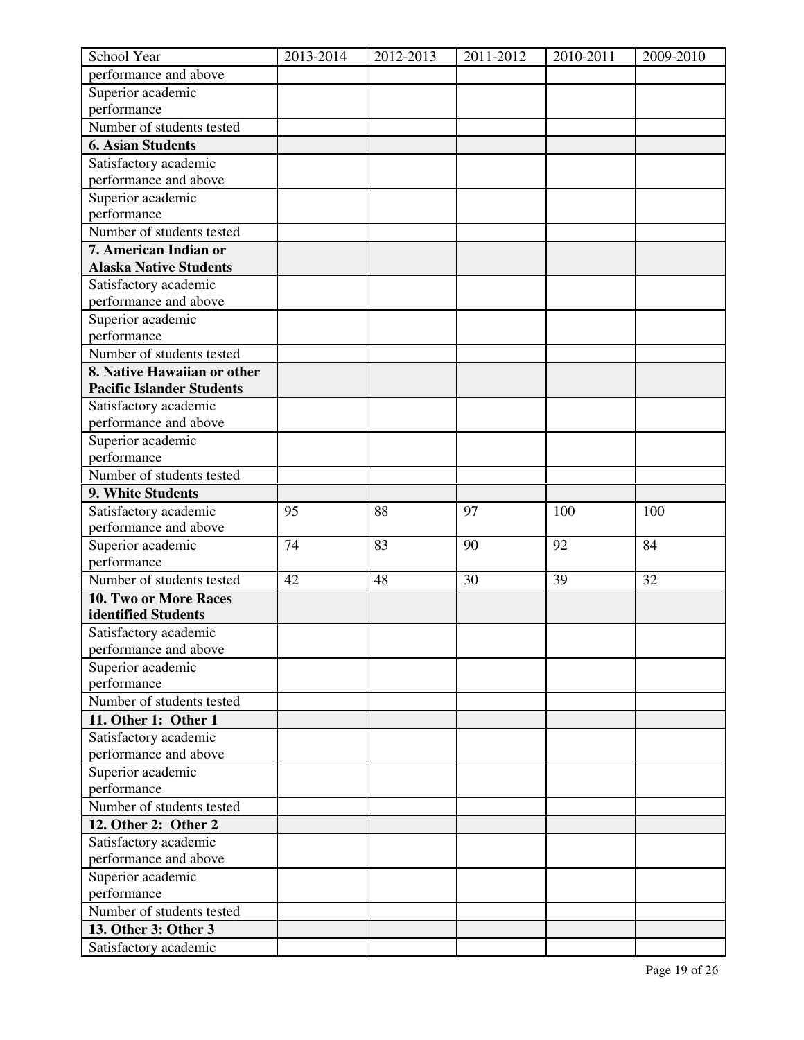| School Year | 2013-2014 | 2012-2013 | 2011-2012 | 2010-2011 | 2009-2010 |
|---|---|---|---|---|---|
| performance and above | | | | | |
| Superior academic performance | | | | | |
| Number of students tested | | | | | |
| **6. Asian Students** | | | | | |
| Satisfactory academic performance and above | | | | | |
| Superior academic performance | | | | | |
| Number of students tested | | | | | |
| **7. American Indian or Alaska Native Students** | | | | | |
| Satisfactory academic performance and above | | | | | |
| Superior academic performance | | | | | |
| Number of students tested | | | | | |
| **8. Native Hawaiian or other Pacific Islander Students** | | | | | |
| Satisfactory academic performance and above | | | | | |
| Superior academic performance | | | | | |
| Number of students tested | | | | | |
| **9. White Students** | | | | | |
| Satisfactory academic performance and above | 95 | 88 | 97 | 100 | 100 |
| Superior academic performance | 74 | 83 | 90 | 92 | 84 |
| Number of students tested | 42 | 48 | 30 | 39 | 32 |
| **10. Two or More Races identified Students** | | | | | |
| Satisfactory academic performance and above | | | | | |
| Superior academic performance | | | | | |
| Number of students tested | | | | | |
| **11. Other 1: Other 1** | | | | | |
| Satisfactory academic performance and above | | | | | |
| Superior academic performance | | | | | |
| Number of students tested | | | | | |
| **12. Other 2: Other 2** | | | | | |
| Satisfactory academic performance and above | | | | | |
| Superior academic performance | | | | | |
| Number of students tested | | | | | |
| **13. Other 3: Other 3** | | | | | |
| Satisfactory academic | | | | | |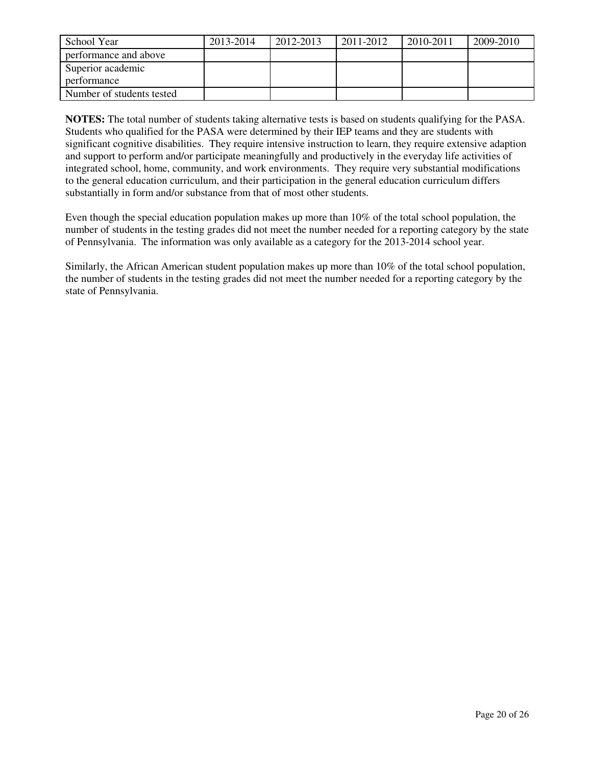| School Year | 2013-2014 | 2012-2013 | 2011-2012 | 2010-2011 | 2009-2010 |
|---|---|---|---|---|---|
| performance and above | | | | | |
| Superior academic performance | | | | | |
| Number of students tested | | | | | |

**NOTES:** The total number of students taking alternative tests is based on students qualifying for the PASA. Students who qualified for the PASA were determined by their IEP teams and they are students with significant cognitive disabilities. They require intensive instruction to learn, they require extensive adaption and support to perform and/or participate meaningfully and productively in the everyday life activities of integrated school, home, community, and work environments. They require very substantial modifications to the general education curriculum, and their participation in the general education curriculum differs substantially in form and/or substance from that of most other students.

Even though the special education population makes up more than 10% of the total school population, the number of students in the testing grades did not meet the number needed for a reporting category by the state of Pennsylvania. The information was only available as a category for the 2013-2014 school year.

Similarly, the African American student population makes up more than 10% of the total school population, the number of students in the testing grades did not meet the number needed for a reporting category by the state of Pennsylvania.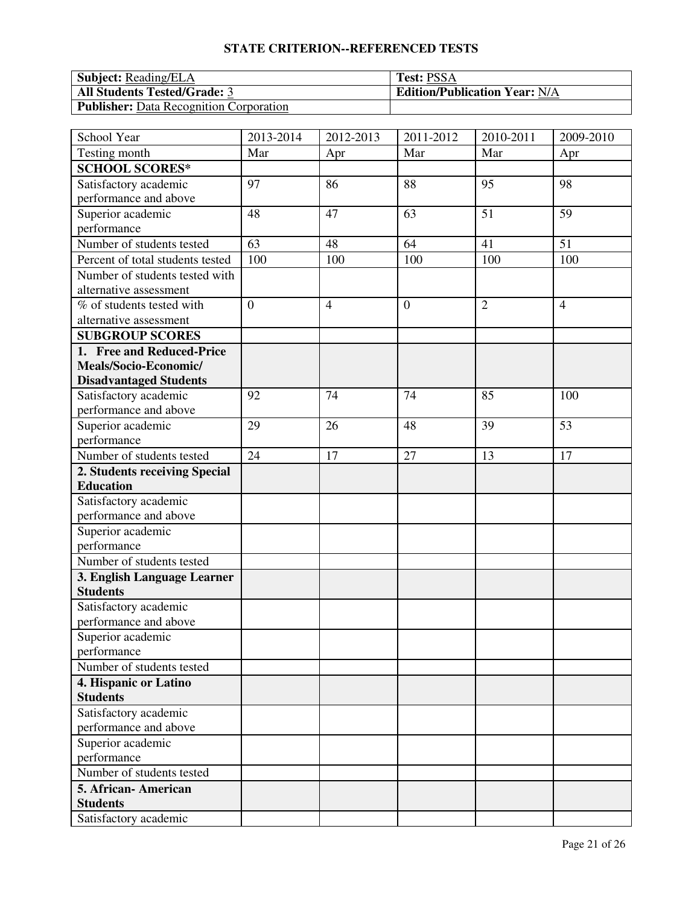## STATE CRITERION--REFERENCED TESTS

| Subject: Reading/ELA | Test: PSSA |
|---|---|
| All Students Tested/Grade: 3 | Edition/Publication Year: N/A |
| Publisher: Data Recognition Corporation | |

| School Year | 2013-2014 | 2012-2013 | 2011-2012 | 2010-2011 | 2009-2010 |
|---|---|---|---|---|---|
| Testing month | Mar | Apr | Mar | Mar | Apr |
| **SCHOOL SCORES*** | | | | | |
| Satisfactory academic performance and above | 97 | 86 | 88 | 95 | 98 |
| Superior academic performance | 48 | 47 | 63 | 51 | 59 |
| Number of students tested | 63 | 48 | 64 | 41 | 51 |
| Percent of total students tested | 100 | 100 | 100 | 100 | 100 |
| Number of students tested with alternative assessment | | | | | |
| % of students tested with alternative assessment | 0 | 4 | 0 | 2 | 4 |
| **SUBGROUP SCORES** | | | | | |
| **1. Free and Reduced-Price Meals/Socio-Economic/ Disadvantaged Students** | | | | | |
| Satisfactory academic performance and above | 92 | 74 | 74 | 85 | 100 |
| Superior academic performance | 29 | 26 | 48 | 39 | 53 |
| Number of students tested | 24 | 17 | 27 | 13 | 17 |
| **2. Students receiving Special Education** | | | | | |
| Satisfactory academic performance and above | | | | | |
| Superior academic performance | | | | | |
| Number of students tested | | | | | |
| **3. English Language Learner Students** | | | | | |
| Satisfactory academic performance and above | | | | | |
| Superior academic performance | | | | | |
| Number of students tested | | | | | |
| **4. Hispanic or Latino Students** | | | | | |
| Satisfactory academic performance and above | | | | | |
| Superior academic performance | | | | | |
| Number of students tested | | | | | |
| **5. African- American Students** | | | | | |
| Satisfactory academic | | | | | |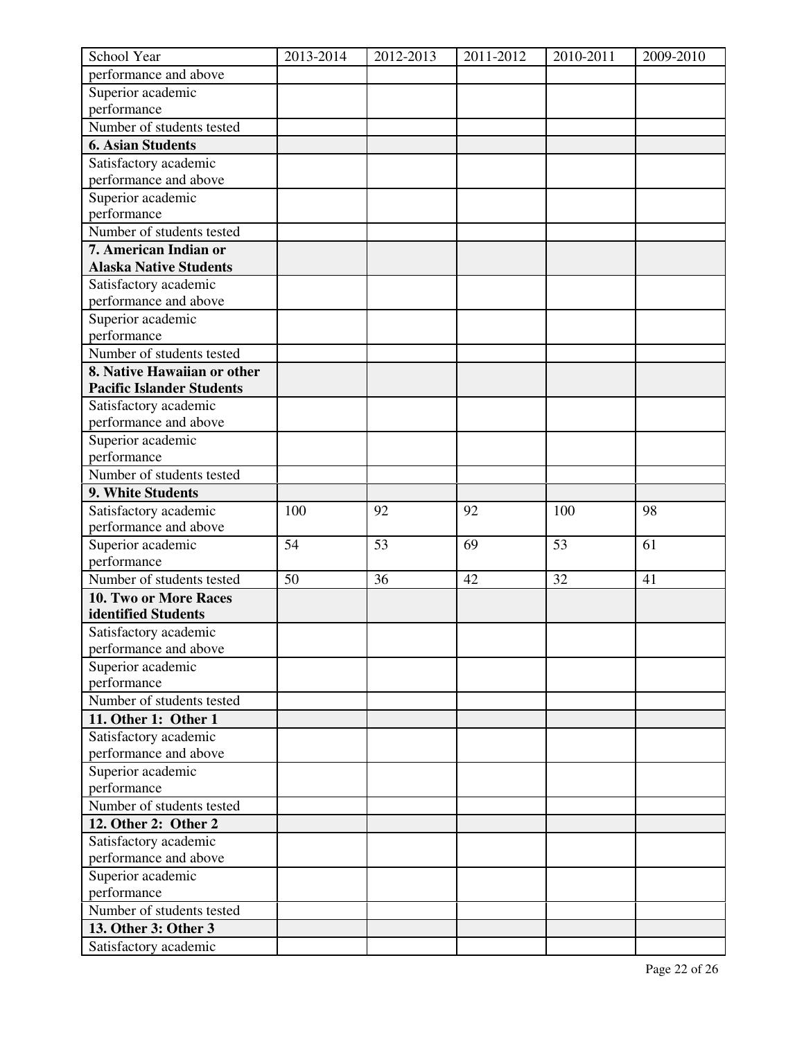| School Year | 2013-2014 | 2012-2013 | 2011-2012 | 2010-2011 | 2009-2010 |
|---|---|---|---|---|---|
| performance and above | | | | | |
| Superior academic performance | | | | | |
| Number of students tested | | | | | |
| **6. Asian Students** | | | | | |
| Satisfactory academic performance and above | | | | | |
| Superior academic performance | | | | | |
| Number of students tested | | | | | |
| **7. American Indian or Alaska Native Students** | | | | | |
| Satisfactory academic performance and above | | | | | |
| Superior academic performance | | | | | |
| Number of students tested | | | | | |
| **8. Native Hawaiian or other Pacific Islander Students** | | | | | |
| Satisfactory academic performance and above | | | | | |
| Superior academic performance | | | | | |
| Number of students tested | | | | | |
| **9. White Students** | | | | | |
| Satisfactory academic performance and above | 100 | 92 | 92 | 100 | 98 |
| Superior academic performance | 54 | 53 | 69 | 53 | 61 |
| Number of students tested | 50 | 36 | 42 | 32 | 41 |
| **10. Two or More Races identified Students** | | | | | |
| Satisfactory academic performance and above | | | | | |
| Superior academic performance | | | | | |
| Number of students tested | | | | | |
| **11. Other 1: Other 1** | | | | | |
| Satisfactory academic performance and above | | | | | |
| Superior academic performance | | | | | |
| Number of students tested | | | | | |
| **12. Other 2: Other 2** | | | | | |
| Satisfactory academic performance and above | | | | | |
| Superior academic performance | | | | | |
| Number of students tested | | | | | |
| **13. Other 3: Other 3** | | | | | |
| Satisfactory academic | | | | | |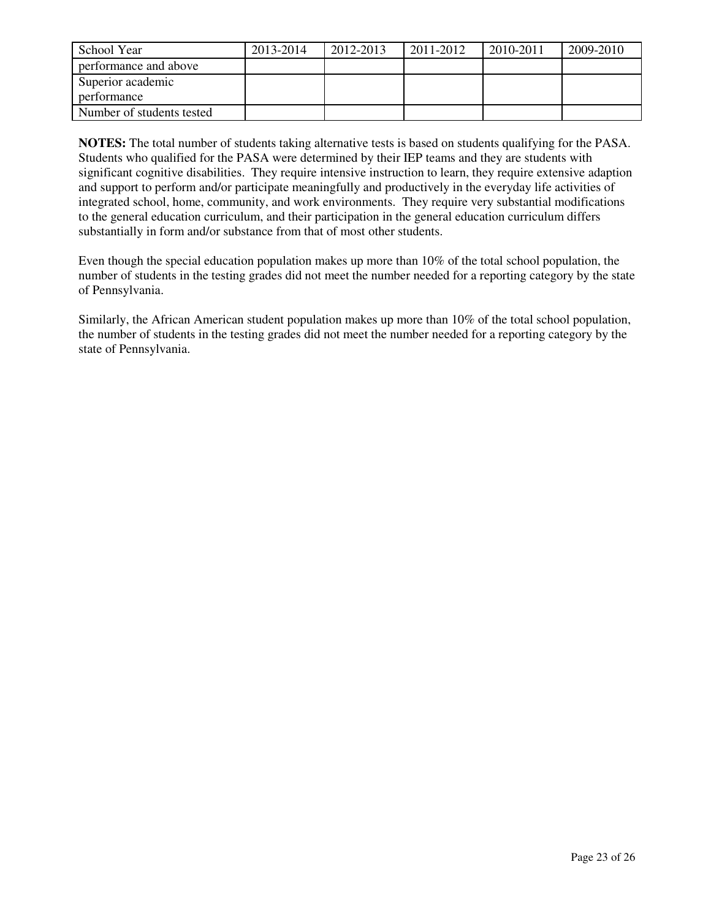| School Year | 2013-2014 | 2012-2013 | 2011-2012 | 2010-2011 | 2009-2010 |
|---|---|---|---|---|---|
| performance and above | | | | | |
| Superior academic performance | | | | | |
| Number of students tested | | | | | |

**NOTES:** The total number of students taking alternative tests is based on students qualifying for the PASA. Students who qualified for the PASA were determined by their IEP teams and they are students with significant cognitive disabilities. They require intensive instruction to learn, they require extensive adaption and support to perform and/or participate meaningfully and productively in the everyday life activities of integrated school, home, community, and work environments. They require very substantial modifications to the general education curriculum, and their participation in the general education curriculum differs substantially in form and/or substance from that of most other students.

Even though the special education population makes up more than 10% of the total school population, the number of students in the testing grades did not meet the number needed for a reporting category by the state of Pennsylvania.

Similarly, the African American student population makes up more than 10% of the total school population, the number of students in the testing grades did not meet the number needed for a reporting category by the state of Pennsylvania.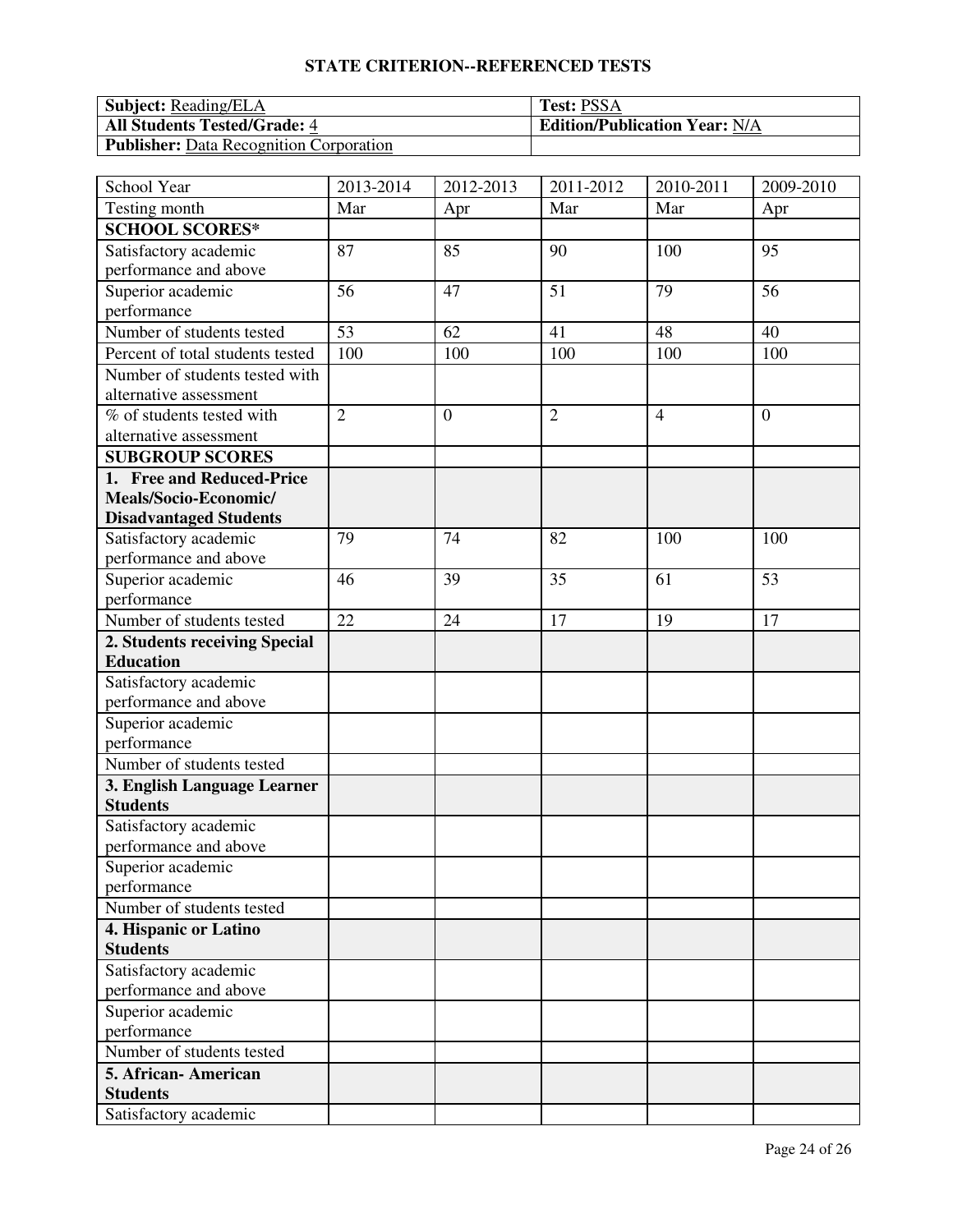## STATE CRITERION--REFERENCED TESTS

| **Subject:** Reading/ELA | **Test:** PSSA |
|---|---|
| **All Students Tested/Grade:** 4 | **Edition/Publication Year:** N/A |
| **Publisher:** Data Recognition Corporation | |

| School Year | 2013-2014 | 2012-2013 | 2011-2012 | 2010-2011 | 2009-2010 |
|---|---|---|---|---|---|
| Testing month | Mar | Apr | Mar | Mar | Apr |
| **SCHOOL SCORES*** | | | | | |
| Satisfactory academic performance and above | 87 | 85 | 90 | 100 | 95 |
| Superior academic performance | 56 | 47 | 51 | 79 | 56 |
| Number of students tested | 53 | 62 | 41 | 48 | 40 |
| Percent of total students tested | 100 | 100 | 100 | 100 | 100 |
| Number of students tested with alternative assessment | | | | | |
| % of students tested with alternative assessment | 2 | 0 | 2 | 4 | 0 |
| **SUBGROUP SCORES** | | | | | |
| **1. Free and Reduced-Price Meals/Socio-Economic/ Disadvantaged Students** | | | | | |
| Satisfactory academic performance and above | 79 | 74 | 82 | 100 | 100 |
| Superior academic performance | 46 | 39 | 35 | 61 | 53 |
| Number of students tested | 22 | 24 | 17 | 19 | 17 |
| **2. Students receiving Special Education** | | | | | |
| Satisfactory academic performance and above | | | | | |
| Superior academic performance | | | | | |
| Number of students tested | | | | | |
| **3. English Language Learner Students** | | | | | |
| Satisfactory academic performance and above | | | | | |
| Superior academic performance | | | | | |
| Number of students tested | | | | | |
| **4. Hispanic or Latino Students** | | | | | |
| Satisfactory academic performance and above | | | | | |
| Superior academic performance | | | | | |
| Number of students tested | | | | | |
| **5. African- American Students** | | | | | |
| Satisfactory academic | | | | | |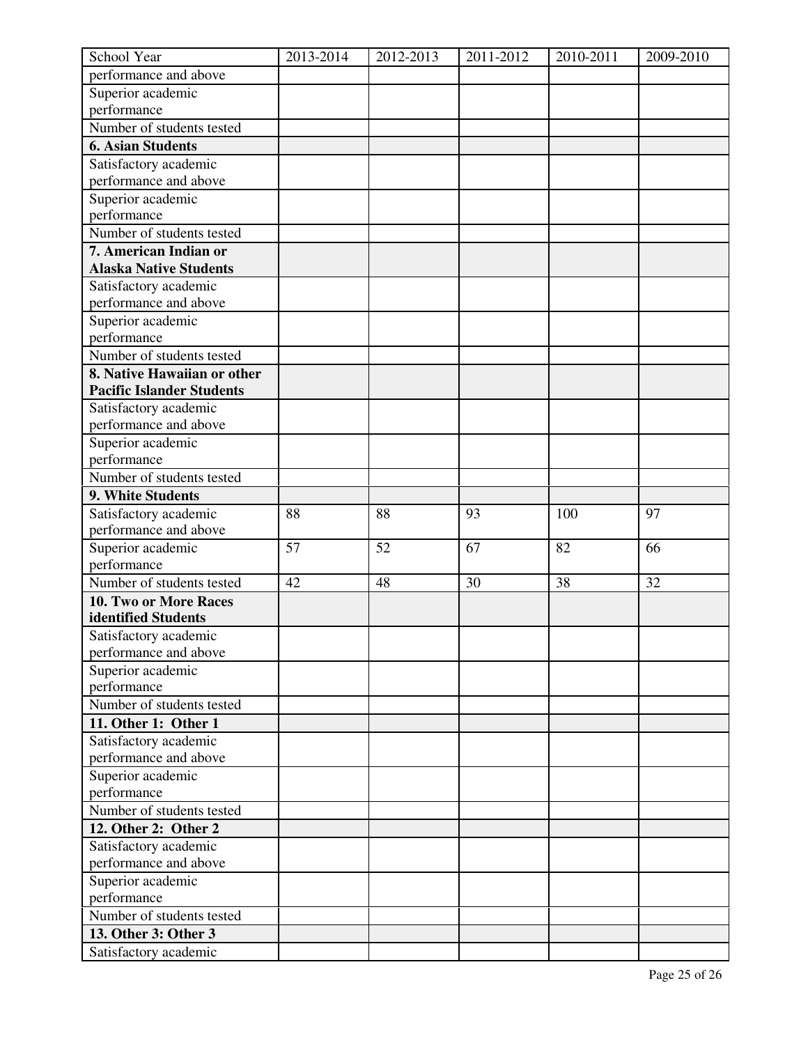| School Year | 2013-2014 | 2012-2013 | 2011-2012 | 2010-2011 | 2009-2010 |
|---|---|---|---|---|---|
| performance and above | | | | | |
| Superior academic performance | | | | | |
| Number of students tested | | | | | |
| **6. Asian Students** | | | | | |
| Satisfactory academic performance and above | | | | | |
| Superior academic performance | | | | | |
| Number of students tested | | | | | |
| **7. American Indian or Alaska Native Students** | | | | | |
| Satisfactory academic performance and above | | | | | |
| Superior academic performance | | | | | |
| Number of students tested | | | | | |
| **8. Native Hawaiian or other Pacific Islander Students** | | | | | |
| Satisfactory academic performance and above | | | | | |
| Superior academic performance | | | | | |
| Number of students tested | | | | | |
| **9. White Students** | | | | | |
| Satisfactory academic performance and above | 88 | 88 | 93 | 100 | 97 |
| Superior academic performance | 57 | 52 | 67 | 82 | 66 |
| Number of students tested | 42 | 48 | 30 | 38 | 32 |
| **10. Two or More Races identified Students** | | | | | |
| Satisfactory academic performance and above | | | | | |
| Superior academic performance | | | | | |
| Number of students tested | | | | | |
| **11. Other 1: Other 1** | | | | | |
| Satisfactory academic performance and above | | | | | |
| Superior academic performance | | | | | |
| Number of students tested | | | | | |
| **12. Other 2: Other 2** | | | | | |
| Satisfactory academic performance and above | | | | | |
| Superior academic performance | | | | | |
| Number of students tested | | | | | |
| **13. Other 3: Other 3** | | | | | |
| Satisfactory academic | | | | | |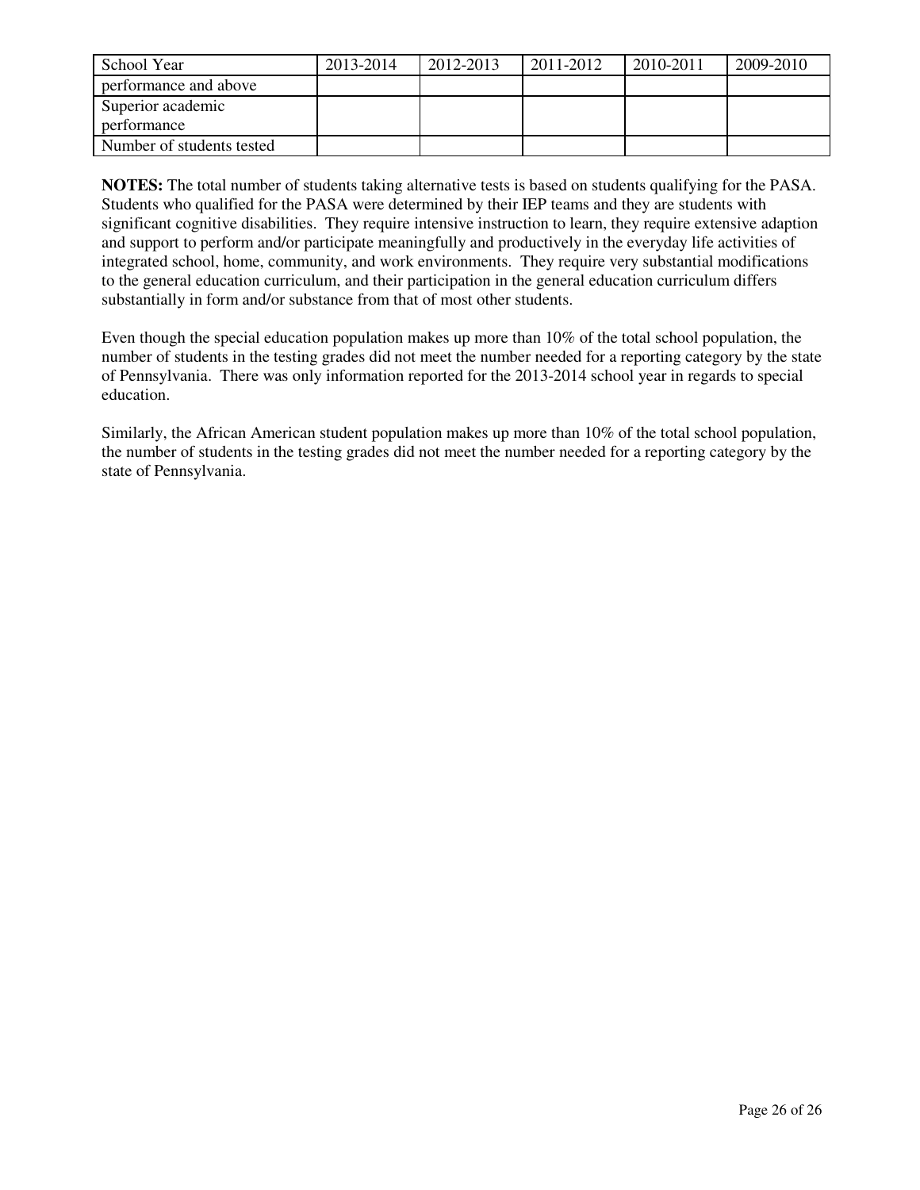| School Year | 2013-2014 | 2012-2013 | 2011-2012 | 2010-2011 | 2009-2010 |
|---|---|---|---|---|---|
| performance and above | | | | | |
| Superior academic performance | | | | | |
| Number of students tested | | | | | |

**NOTES:** The total number of students taking alternative tests is based on students qualifying for the PASA. Students who qualified for the PASA were determined by their IEP teams and they are students with significant cognitive disabilities. They require intensive instruction to learn, they require extensive adaption and support to perform and/or participate meaningfully and productively in the everyday life activities of integrated school, home, community, and work environments. They require very substantial modifications to the general education curriculum, and their participation in the general education curriculum differs substantially in form and/or substance from that of most other students.

Even though the special education population makes up more than 10% of the total school population, the number of students in the testing grades did not meet the number needed for a reporting category by the state of Pennsylvania. There was only information reported for the 2013-2014 school year in regards to special education.

Similarly, the African American student population makes up more than 10% of the total school population, the number of students in the testing grades did not meet the number needed for a reporting category by the state of Pennsylvania.